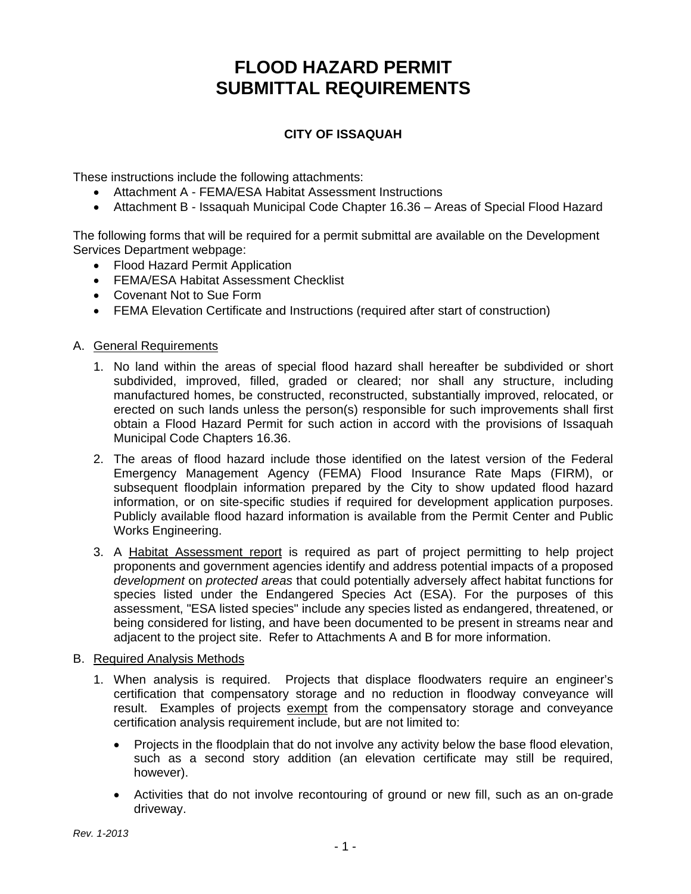# FLOOD HAZARD PERMIT SUBMITTAL REQUIREMENTS

### CITY OF ISSAQUAH

These instructions include the following attachments:

- Attachment A - FEMA/ESA Habitat Assessment Instructions
- Attachment B - Issaquah Municipal Code Chapter 16.36 – Areas of Special Flood Hazard

The following forms that will be required for a permit submittal are available on the Development Services Department webpage:

- Flood Hazard Permit Application
- FEMA/ESA Habitat Assessment Checklist
- Covenant Not to Sue Form
- FEMA Elevation Certificate and Instructions (required after start of construction)

A. <u>General Requirements</u>

1. No land within the areas of special flood hazard shall hereafter be subdivided or short subdivided, improved, filled, graded or cleared; nor shall any structure, including manufactured homes, be constructed, reconstructed, substantially improved, relocated, or erected on such lands unless the person(s) responsible for such improvements shall first obtain a Flood Hazard Permit for such action in accord with the provisions of Issaquah Municipal Code Chapters 16.36.
2. The areas of flood hazard include those identified on the latest version of the Federal Emergency Management Agency (FEMA) Flood Insurance Rate Maps (FIRM), or subsequent floodplain information prepared by the City to show updated flood hazard information, or on site-specific studies if required for development application purposes. Publicly available flood hazard information is available from the Permit Center and Public Works Engineering.
3. A <u>Habitat Assessment report</u> is required as part of project permitting to help project proponents and government agencies identify and address potential impacts of a proposed *development* on *protected areas* that could potentially adversely affect habitat functions for species listed under the Endangered Species Act (ESA). For the purposes of this assessment, "ESA listed species" include any species listed as endangered, threatened, or being considered for listing, and have been documented to be present in streams near and adjacent to the project site. Refer to Attachments A and B for more information.

B. <u>Required Analysis Methods</u>

1. When analysis is required. Projects that displace floodwaters require an engineer's certification that compensatory storage and no reduction in floodway conveyance will result. Examples of projects <u>exempt</u> from the compensatory storage and conveyance certification analysis requirement include, but are not limited to:
   - Projects in the floodplain that do not involve any activity below the base flood elevation, such as a second story addition (an elevation certificate may still be required, however).
   - Activities that do not involve recontouring of ground or new fill, such as an on-grade driveway.

*Rev. 1-2013*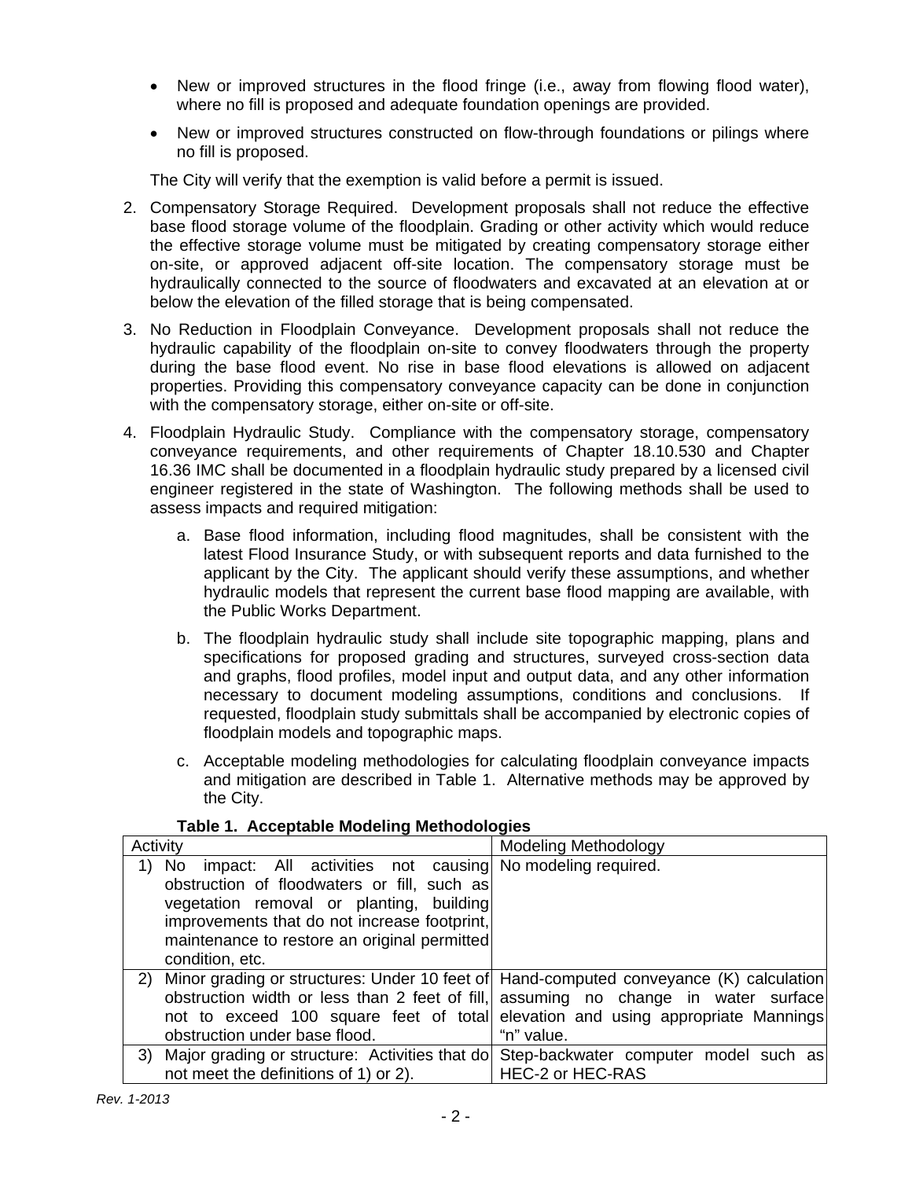- New or improved structures in the flood fringe (i.e., away from flowing flood water), where no fill is proposed and adequate foundation openings are provided.
- New or improved structures constructed on flow-through foundations or pilings where no fill is proposed.

The City will verify that the exemption is valid before a permit is issued.

2. Compensatory Storage Required. Development proposals shall not reduce the effective base flood storage volume of the floodplain. Grading or other activity which would reduce the effective storage volume must be mitigated by creating compensatory storage either on-site, or approved adjacent off-site location. The compensatory storage must be hydraulically connected to the source of floodwaters and excavated at an elevation at or below the elevation of the filled storage that is being compensated.

3. No Reduction in Floodplain Conveyance. Development proposals shall not reduce the hydraulic capability of the floodplain on-site to convey floodwaters through the property during the base flood event. No rise in base flood elevations is allowed on adjacent properties. Providing this compensatory conveyance capacity can be done in conjunction with the compensatory storage, either on-site or off-site.

4. Floodplain Hydraulic Study. Compliance with the compensatory storage, compensatory conveyance requirements, and other requirements of Chapter 18.10.530 and Chapter 16.36 IMC shall be documented in a floodplain hydraulic study prepared by a licensed civil engineer registered in the state of Washington. The following methods shall be used to assess impacts and required mitigation:

   a. Base flood information, including flood magnitudes, shall be consistent with the latest Flood Insurance Study, or with subsequent reports and data furnished to the applicant by the City. The applicant should verify these assumptions, and whether hydraulic models that represent the current base flood mapping are available, with the Public Works Department.

   b. The floodplain hydraulic study shall include site topographic mapping, plans and specifications for proposed grading and structures, surveyed cross-section data and graphs, flood profiles, model input and output data, and any other information necessary to document modeling assumptions, conditions and conclusions. If requested, floodplain study submittals shall be accompanied by electronic copies of floodplain models and topographic maps.

   c. Acceptable modeling methodologies for calculating floodplain conveyance impacts and mitigation are described in Table 1. Alternative methods may be approved by the City.

**Table 1. Acceptable Modeling Methodologies**

| Activity | Modeling Methodology |
|---|---|
| 1) No impact: All activities not causing obstruction of floodwaters or fill, such as vegetation removal or planting, building improvements that do not increase footprint, maintenance to restore an original permitted condition, etc. | No modeling required. |
| 2) Minor grading or structures: Under 10 feet of obstruction width or less than 2 feet of fill, not to exceed 100 square feet of total obstruction under base flood. | Hand-computed conveyance (K) calculation assuming no change in water surface elevation and using appropriate Mannings "n" value. |
| 3) Major grading or structure: Activities that do not meet the definitions of 1) or 2). | Step-backwater computer model such as HEC-2 or HEC-RAS |

*Rev. 1-2013*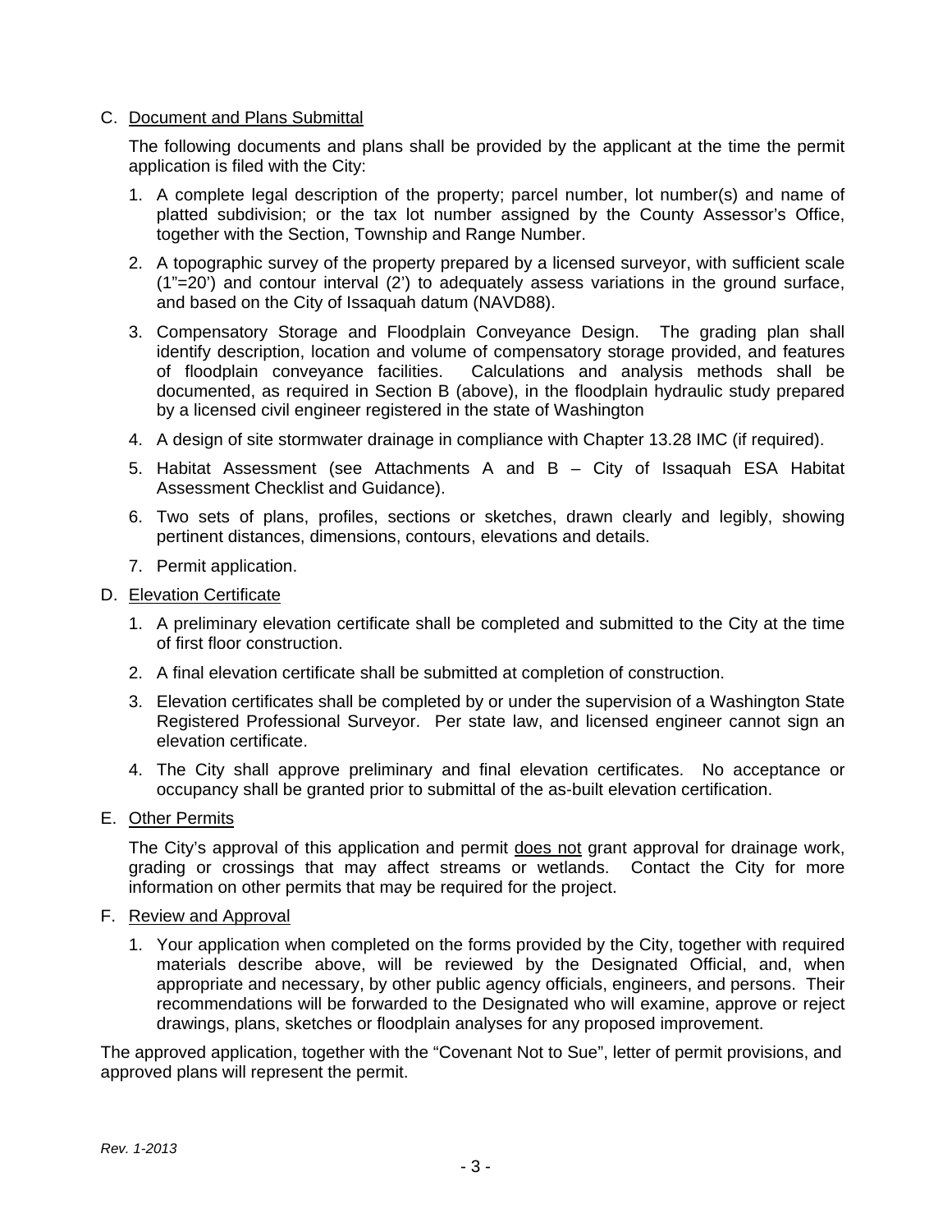C. <u>Document and Plans Submittal</u>

The following documents and plans shall be provided by the applicant at the time the permit application is filed with the City:

1. A complete legal description of the property; parcel number, lot number(s) and name of platted subdivision; or the tax lot number assigned by the County Assessor's Office, together with the Section, Township and Range Number.
2. A topographic survey of the property prepared by a licensed surveyor, with sufficient scale (1"=20') and contour interval (2') to adequately assess variations in the ground surface, and based on the City of Issaquah datum (NAVD88).
3. Compensatory Storage and Floodplain Conveyance Design. The grading plan shall identify description, location and volume of compensatory storage provided, and features of floodplain conveyance facilities. Calculations and analysis methods shall be documented, as required in Section B (above), in the floodplain hydraulic study prepared by a licensed civil engineer registered in the state of Washington
4. A design of site stormwater drainage in compliance with Chapter 13.28 IMC (if required).
5. Habitat Assessment (see Attachments A and B – City of Issaquah ESA Habitat Assessment Checklist and Guidance).
6. Two sets of plans, profiles, sections or sketches, drawn clearly and legibly, showing pertinent distances, dimensions, contours, elevations and details.
7. Permit application.

D. <u>Elevation Certificate</u>

1. A preliminary elevation certificate shall be completed and submitted to the City at the time of first floor construction.
2. A final elevation certificate shall be submitted at completion of construction.
3. Elevation certificates shall be completed by or under the supervision of a Washington State Registered Professional Surveyor. Per state law, and licensed engineer cannot sign an elevation certificate.
4. The City shall approve preliminary and final elevation certificates. No acceptance or occupancy shall be granted prior to submittal of the as-built elevation certification.

E. <u>Other Permits</u>

The City's approval of this application and permit <u>does not</u> grant approval for drainage work, grading or crossings that may affect streams or wetlands. Contact the City for more information on other permits that may be required for the project.

F. <u>Review and Approval</u>

1. Your application when completed on the forms provided by the City, together with required materials describe above, will be reviewed by the Designated Official, and, when appropriate and necessary, by other public agency officials, engineers, and persons. Their recommendations will be forwarded to the Designated who will examine, approve or reject drawings, plans, sketches or floodplain analyses for any proposed improvement.

The approved application, together with the "Covenant Not to Sue", letter of permit provisions, and approved plans will represent the permit.

*Rev. 1-2013*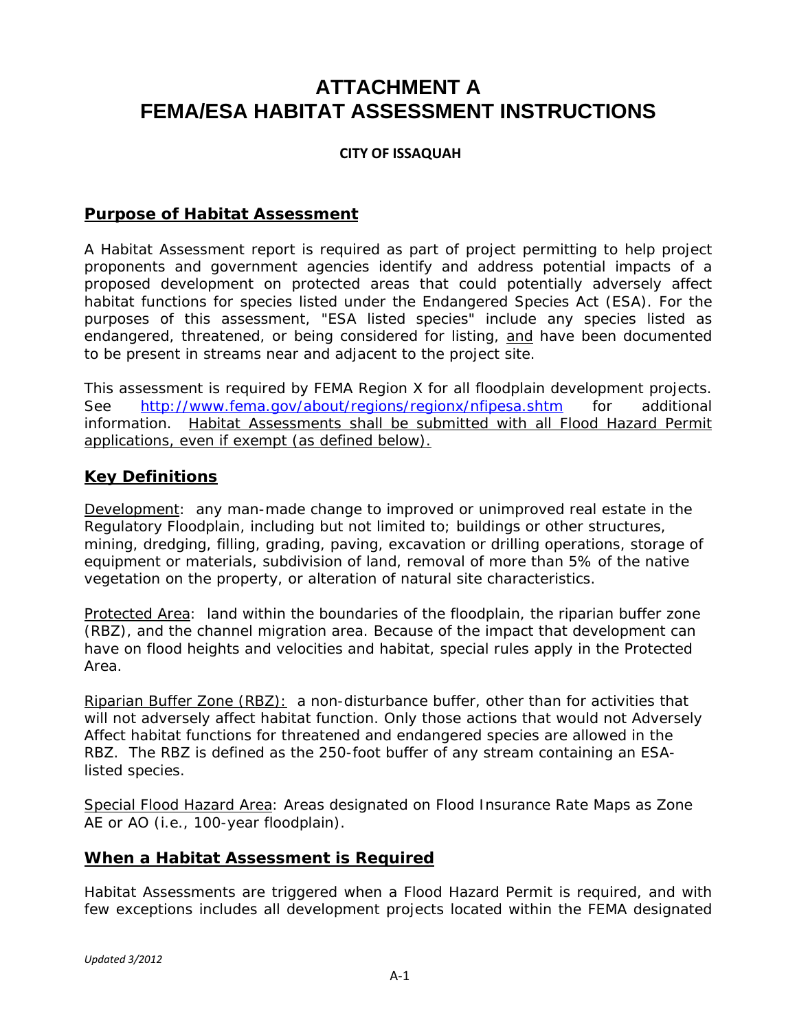# ATTACHMENT A
# FEMA/ESA HABITAT ASSESSMENT INSTRUCTIONS

**CITY OF ISSAQUAH**

## Purpose of Habitat Assessment

A Habitat Assessment report is required as part of project permitting to help project proponents and government agencies identify and address potential impacts of a proposed development on protected areas that could potentially adversely affect habitat functions for species listed under the Endangered Species Act (ESA). For the purposes of this assessment, "ESA listed species" include any species listed as endangered, threatened, or being considered for listing, and have been documented to be present in streams near and adjacent to the project site.

This assessment is required by FEMA Region X for all floodplain development projects. See [http://www.fema.gov/about/regions/regionx/nfipesa.shtm](http://www.fema.gov/about/regions/regionx/nfipesa.shtm) for additional information. Habitat Assessments shall be submitted with all Flood Hazard Permit applications, even if exempt (as defined below).

## Key Definitions

Development: any man-made change to improved or unimproved real estate in the Regulatory Floodplain, including but not limited to; buildings or other structures, mining, dredging, filling, grading, paving, excavation or drilling operations, storage of equipment or materials, subdivision of land, removal of more than 5% of the native vegetation on the property, or alteration of natural site characteristics.

Protected Area: land within the boundaries of the floodplain, the riparian buffer zone (RBZ), and the channel migration area. Because of the impact that development can have on flood heights and velocities and habitat, special rules apply in the Protected Area.

Riparian Buffer Zone (RBZ): a non-disturbance buffer, other than for activities that will not adversely affect habitat function. Only those actions that would not Adversely Affect habitat functions for threatened and endangered species are allowed in the RBZ. The RBZ is defined as the 250-foot buffer of any stream containing an ESA-listed species.

Special Flood Hazard Area: Areas designated on Flood Insurance Rate Maps as Zone AE or AO (i.e., 100-year floodplain).

## When a Habitat Assessment is Required

Habitat Assessments are triggered when a Flood Hazard Permit is required, and with few exceptions includes all development projects located within the FEMA designated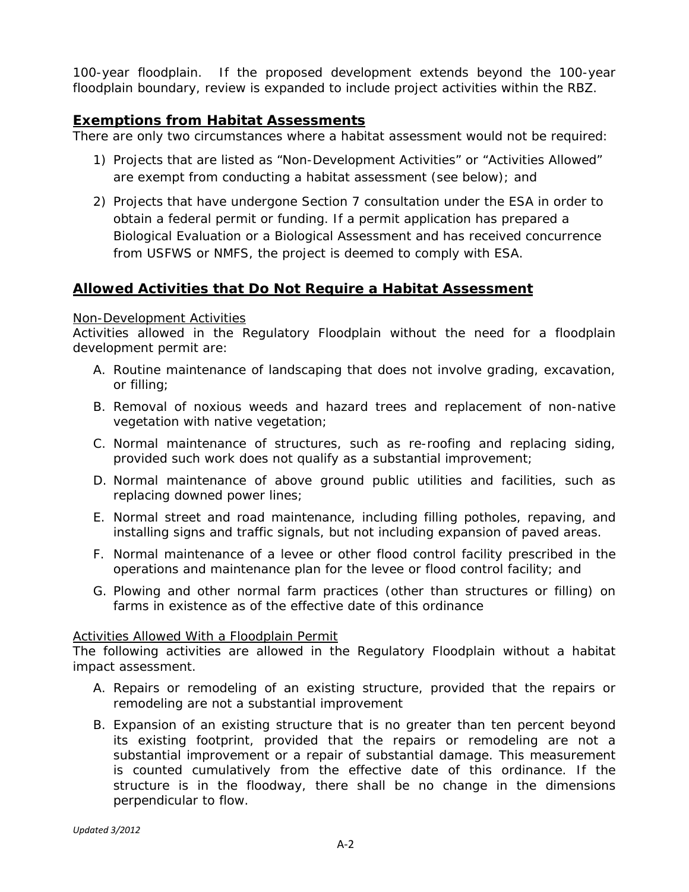100-year floodplain. If the proposed development extends beyond the 100-year floodplain boundary, review is expanded to include project activities within the RBZ.

## Exemptions from Habitat Assessments

There are only two circumstances where a habitat assessment would not be required:

1) Projects that are listed as "Non-Development Activities" or "Activities Allowed" are exempt from conducting a habitat assessment (see below); and
2) Projects that have undergone Section 7 consultation under the ESA in order to obtain a federal permit or funding. If a permit application has prepared a Biological Evaluation or a Biological Assessment and has received concurrence from USFWS or NMFS, the project is deemed to comply with ESA.

## Allowed Activities that Do Not Require a Habitat Assessment

### Non-Development Activities

Activities allowed in the Regulatory Floodplain without the need for a floodplain development permit are:

A. Routine maintenance of landscaping that does not involve grading, excavation, or filling;
B. Removal of noxious weeds and hazard trees and replacement of non-native vegetation with native vegetation;
C. Normal maintenance of structures, such as re-roofing and replacing siding, provided such work does not qualify as a substantial improvement;
D. Normal maintenance of above ground public utilities and facilities, such as replacing downed power lines;
E. Normal street and road maintenance, including filling potholes, repaving, and installing signs and traffic signals, but not including expansion of paved areas.
F. Normal maintenance of a levee or other flood control facility prescribed in the operations and maintenance plan for the levee or flood control facility; and
G. Plowing and other normal farm practices (other than structures or filling) on farms in existence as of the effective date of this ordinance

### Activities Allowed With a Floodplain Permit

The following activities are allowed in the Regulatory Floodplain without a habitat impact assessment.

A. Repairs or remodeling of an existing structure, provided that the repairs or remodeling are not a substantial improvement
B. Expansion of an existing structure that is no greater than ten percent beyond its existing footprint, provided that the repairs or remodeling are not a substantial improvement or a repair of substantial damage. This measurement is counted cumulatively from the effective date of this ordinance. If the structure is in the floodway, there shall be no change in the dimensions perpendicular to flow.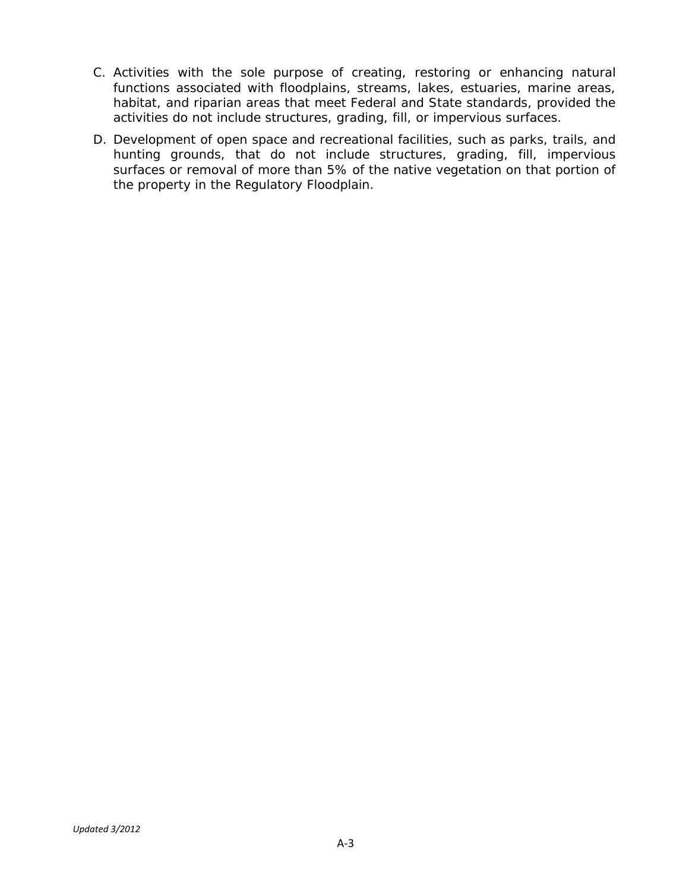C. Activities with the sole purpose of creating, restoring or enhancing natural functions associated with floodplains, streams, lakes, estuaries, marine areas, habitat, and riparian areas that meet Federal and State standards, provided the activities do not include structures, grading, fill, or impervious surfaces.

D. Development of open space and recreational facilities, such as parks, trails, and hunting grounds, that do not include structures, grading, fill, impervious surfaces or removal of more than 5% of the native vegetation on that portion of the property in the Regulatory Floodplain.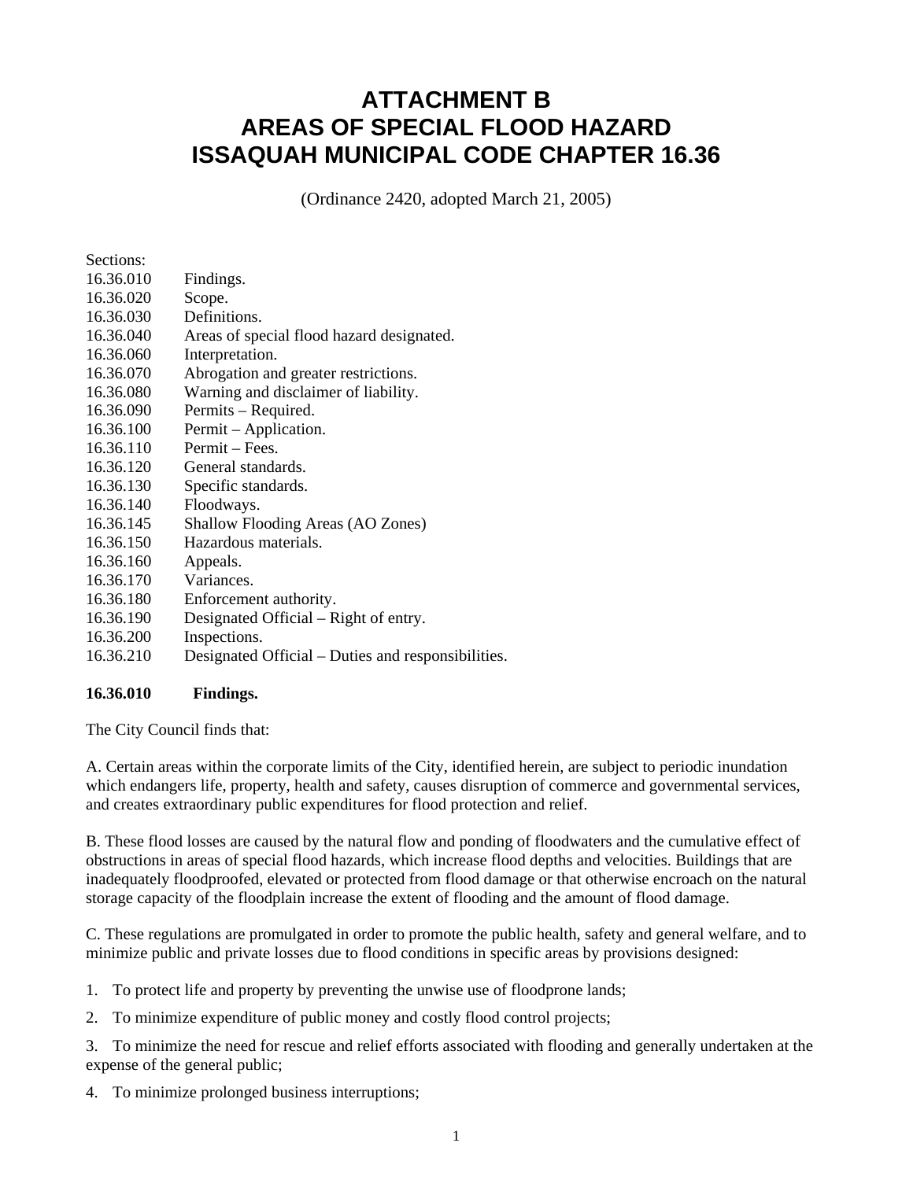# ATTACHMENT B
# AREAS OF SPECIAL FLOOD HAZARD
# ISSAQUAH MUNICIPAL CODE CHAPTER 16.36

(Ordinance 2420, adopted March 21, 2005)

Sections:

| | |
|---|---|
| 16.36.010 | Findings. |
| 16.36.020 | Scope. |
| 16.36.030 | Definitions. |
| 16.36.040 | Areas of special flood hazard designated. |
| 16.36.060 | Interpretation. |
| 16.36.070 | Abrogation and greater restrictions. |
| 16.36.080 | Warning and disclaimer of liability. |
| 16.36.090 | Permits – Required. |
| 16.36.100 | Permit – Application. |
| 16.36.110 | Permit – Fees. |
| 16.36.120 | General standards. |
| 16.36.130 | Specific standards. |
| 16.36.140 | Floodways. |
| 16.36.145 | Shallow Flooding Areas (AO Zones) |
| 16.36.150 | Hazardous materials. |
| 16.36.160 | Appeals. |
| 16.36.170 | Variances. |
| 16.36.180 | Enforcement authority. |
| 16.36.190 | Designated Official – Right of entry. |
| 16.36.200 | Inspections. |
| 16.36.210 | Designated Official – Duties and responsibilities. |

**16.36.010 Findings.**

The City Council finds that:

A. Certain areas within the corporate limits of the City, identified herein, are subject to periodic inundation which endangers life, property, health and safety, causes disruption of commerce and governmental services, and creates extraordinary public expenditures for flood protection and relief.

B. These flood losses are caused by the natural flow and ponding of floodwaters and the cumulative effect of obstructions in areas of special flood hazards, which increase flood depths and velocities. Buildings that are inadequately floodproofed, elevated or protected from flood damage or that otherwise encroach on the natural storage capacity of the floodplain increase the extent of flooding and the amount of flood damage.

C. These regulations are promulgated in order to promote the public health, safety and general welfare, and to minimize public and private losses due to flood conditions in specific areas by provisions designed:

1. To protect life and property by preventing the unwise use of floodprone lands;
2. To minimize expenditure of public money and costly flood control projects;
3. To minimize the need for rescue and relief efforts associated with flooding and generally undertaken at the expense of the general public;
4. To minimize prolonged business interruptions;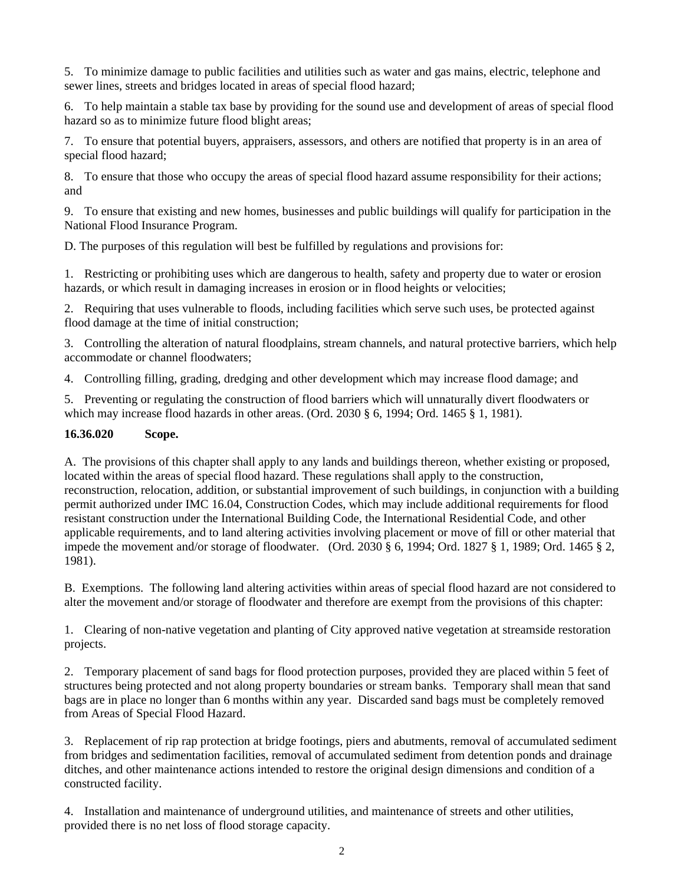5. To minimize damage to public facilities and utilities such as water and gas mains, electric, telephone and sewer lines, streets and bridges located in areas of special flood hazard;

6. To help maintain a stable tax base by providing for the sound use and development of areas of special flood hazard so as to minimize future flood blight areas;

7. To ensure that potential buyers, appraisers, assessors, and others are notified that property is in an area of special flood hazard;

8. To ensure that those who occupy the areas of special flood hazard assume responsibility for their actions; and

9. To ensure that existing and new homes, businesses and public buildings will qualify for participation in the National Flood Insurance Program.

D. The purposes of this regulation will best be fulfilled by regulations and provisions for:

1. Restricting or prohibiting uses which are dangerous to health, safety and property due to water or erosion hazards, or which result in damaging increases in erosion or in flood heights or velocities;

2. Requiring that uses vulnerable to floods, including facilities which serve such uses, be protected against flood damage at the time of initial construction;

3. Controlling the alteration of natural floodplains, stream channels, and natural protective barriers, which help accommodate or channel floodwaters;

4. Controlling filling, grading, dredging and other development which may increase flood damage; and

5. Preventing or regulating the construction of flood barriers which will unnaturally divert floodwaters or which may increase flood hazards in other areas. (Ord. 2030 § 6, 1994; Ord. 1465 § 1, 1981).

**16.36.020 Scope.**

A. The provisions of this chapter shall apply to any lands and buildings thereon, whether existing or proposed, located within the areas of special flood hazard. These regulations shall apply to the construction, reconstruction, relocation, addition, or substantial improvement of such buildings, in conjunction with a building permit authorized under IMC 16.04, Construction Codes, which may include additional requirements for flood resistant construction under the International Building Code, the International Residential Code, and other applicable requirements, and to land altering activities involving placement or move of fill or other material that impede the movement and/or storage of floodwater. (Ord. 2030 § 6, 1994; Ord. 1827 § 1, 1989; Ord. 1465 § 2, 1981).

B. Exemptions. The following land altering activities within areas of special flood hazard are not considered to alter the movement and/or storage of floodwater and therefore are exempt from the provisions of this chapter:

1. Clearing of non-native vegetation and planting of City approved native vegetation at streamside restoration projects.

2. Temporary placement of sand bags for flood protection purposes, provided they are placed within 5 feet of structures being protected and not along property boundaries or stream banks. Temporary shall mean that sand bags are in place no longer than 6 months within any year. Discarded sand bags must be completely removed from Areas of Special Flood Hazard.

3. Replacement of rip rap protection at bridge footings, piers and abutments, removal of accumulated sediment from bridges and sedimentation facilities, removal of accumulated sediment from detention ponds and drainage ditches, and other maintenance actions intended to restore the original design dimensions and condition of a constructed facility.

4. Installation and maintenance of underground utilities, and maintenance of streets and other utilities, provided there is no net loss of flood storage capacity.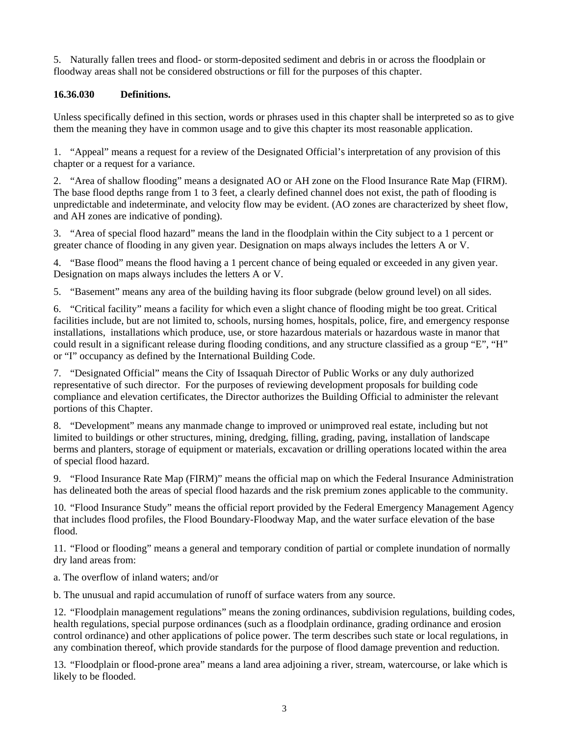5. Naturally fallen trees and flood- or storm-deposited sediment and debris in or across the floodplain or floodway areas shall not be considered obstructions or fill for the purposes of this chapter.

**16.36.030 Definitions.**

Unless specifically defined in this section, words or phrases used in this chapter shall be interpreted so as to give them the meaning they have in common usage and to give this chapter its most reasonable application.

1. “Appeal” means a request for a review of the Designated Official’s interpretation of any provision of this chapter or a request for a variance.

2. “Area of shallow flooding” means a designated AO or AH zone on the Flood Insurance Rate Map (FIRM). The base flood depths range from 1 to 3 feet, a clearly defined channel does not exist, the path of flooding is unpredictable and indeterminate, and velocity flow may be evident. (AO zones are characterized by sheet flow, and AH zones are indicative of ponding).

3. “Area of special flood hazard” means the land in the floodplain within the City subject to a 1 percent or greater chance of flooding in any given year. Designation on maps always includes the letters A or V.

4. “Base flood” means the flood having a 1 percent chance of being equaled or exceeded in any given year. Designation on maps always includes the letters A or V.

5. “Basement” means any area of the building having its floor subgrade (below ground level) on all sides.

6. “Critical facility” means a facility for which even a slight chance of flooding might be too great. Critical facilities include, but are not limited to, schools, nursing homes, hospitals, police, fire, and emergency response installations, installations which produce, use, or store hazardous materials or hazardous waste in manor that could result in a significant release during flooding conditions, and any structure classified as a group “E”, “H” or “I” occupancy as defined by the International Building Code.

7. “Designated Official” means the City of Issaquah Director of Public Works or any duly authorized representative of such director. For the purposes of reviewing development proposals for building code compliance and elevation certificates, the Director authorizes the Building Official to administer the relevant portions of this Chapter.

8. “Development” means any manmade change to improved or unimproved real estate, including but not limited to buildings or other structures, mining, dredging, filling, grading, paving, installation of landscape berms and planters, storage of equipment or materials, excavation or drilling operations located within the area of special flood hazard.

9. “Flood Insurance Rate Map (FIRM)” means the official map on which the Federal Insurance Administration has delineated both the areas of special flood hazards and the risk premium zones applicable to the community.

10. “Flood Insurance Study” means the official report provided by the Federal Emergency Management Agency that includes flood profiles, the Flood Boundary-Floodway Map, and the water surface elevation of the base flood.

11. “Flood or flooding” means a general and temporary condition of partial or complete inundation of normally dry land areas from:

a. The overflow of inland waters; and/or

b. The unusual and rapid accumulation of runoff of surface waters from any source.

12. “Floodplain management regulations” means the zoning ordinances, subdivision regulations, building codes, health regulations, special purpose ordinances (such as a floodplain ordinance, grading ordinance and erosion control ordinance) and other applications of police power. The term describes such state or local regulations, in any combination thereof, which provide standards for the purpose of flood damage prevention and reduction.

13. “Floodplain or flood-prone area” means a land area adjoining a river, stream, watercourse, or lake which is likely to be flooded.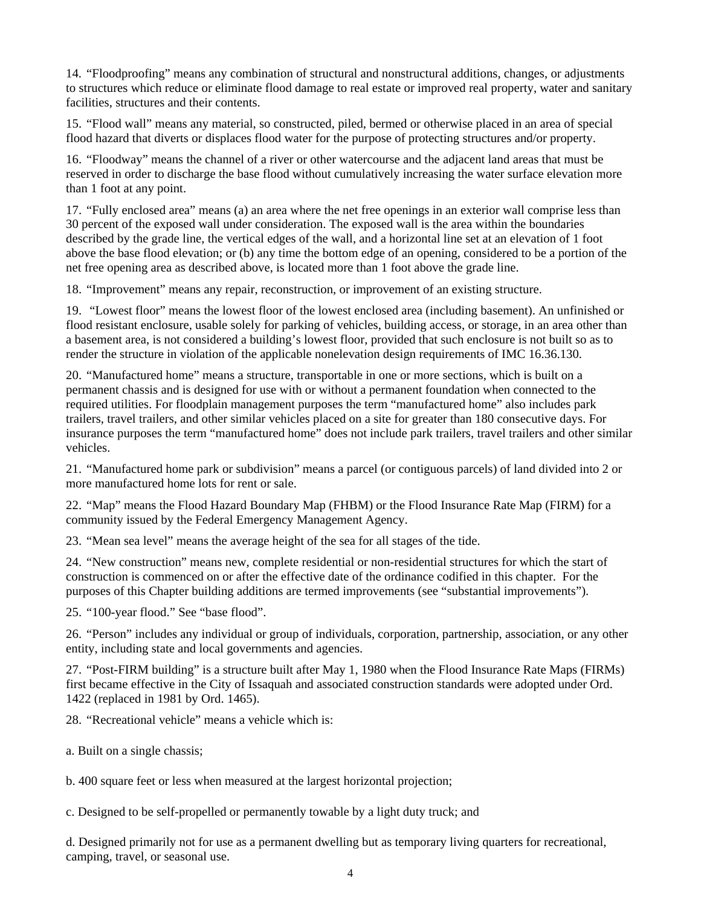14. “Floodproofing” means any combination of structural and nonstructural additions, changes, or adjustments to structures which reduce or eliminate flood damage to real estate or improved real property, water and sanitary facilities, structures and their contents.

15. “Flood wall” means any material, so constructed, piled, bermed or otherwise placed in an area of special flood hazard that diverts or displaces flood water for the purpose of protecting structures and/or property.

16. “Floodway” means the channel of a river or other watercourse and the adjacent land areas that must be reserved in order to discharge the base flood without cumulatively increasing the water surface elevation more than 1 foot at any point.

17. “Fully enclosed area” means (a) an area where the net free openings in an exterior wall comprise less than 30 percent of the exposed wall under consideration. The exposed wall is the area within the boundaries described by the grade line, the vertical edges of the wall, and a horizontal line set at an elevation of 1 foot above the base flood elevation; or (b) any time the bottom edge of an opening, considered to be a portion of the net free opening area as described above, is located more than 1 foot above the grade line.

18. “Improvement” means any repair, reconstruction, or improvement of an existing structure.

19. “Lowest floor” means the lowest floor of the lowest enclosed area (including basement). An unfinished or flood resistant enclosure, usable solely for parking of vehicles, building access, or storage, in an area other than a basement area, is not considered a building’s lowest floor, provided that such enclosure is not built so as to render the structure in violation of the applicable nonelevation design requirements of IMC 16.36.130.

20. “Manufactured home” means a structure, transportable in one or more sections, which is built on a permanent chassis and is designed for use with or without a permanent foundation when connected to the required utilities. For floodplain management purposes the term “manufactured home” also includes park trailers, travel trailers, and other similar vehicles placed on a site for greater than 180 consecutive days. For insurance purposes the term “manufactured home” does not include park trailers, travel trailers and other similar vehicles.

21. “Manufactured home park or subdivision” means a parcel (or contiguous parcels) of land divided into 2 or more manufactured home lots for rent or sale.

22. “Map” means the Flood Hazard Boundary Map (FHBM) or the Flood Insurance Rate Map (FIRM) for a community issued by the Federal Emergency Management Agency.

23. “Mean sea level” means the average height of the sea for all stages of the tide.

24. “New construction” means new, complete residential or non-residential structures for which the start of construction is commenced on or after the effective date of the ordinance codified in this chapter. For the purposes of this Chapter building additions are termed improvements (see “substantial improvements”).

25. “100-year flood.” See “base flood”.

26. “Person” includes any individual or group of individuals, corporation, partnership, association, or any other entity, including state and local governments and agencies.

27. “Post-FIRM building” is a structure built after May 1, 1980 when the Flood Insurance Rate Maps (FIRMs) first became effective in the City of Issaquah and associated construction standards were adopted under Ord. 1422 (replaced in 1981 by Ord. 1465).

28. “Recreational vehicle” means a vehicle which is:

a. Built on a single chassis;

b. 400 square feet or less when measured at the largest horizontal projection;

c. Designed to be self-propelled or permanently towable by a light duty truck; and

d. Designed primarily not for use as a permanent dwelling but as temporary living quarters for recreational, camping, travel, or seasonal use.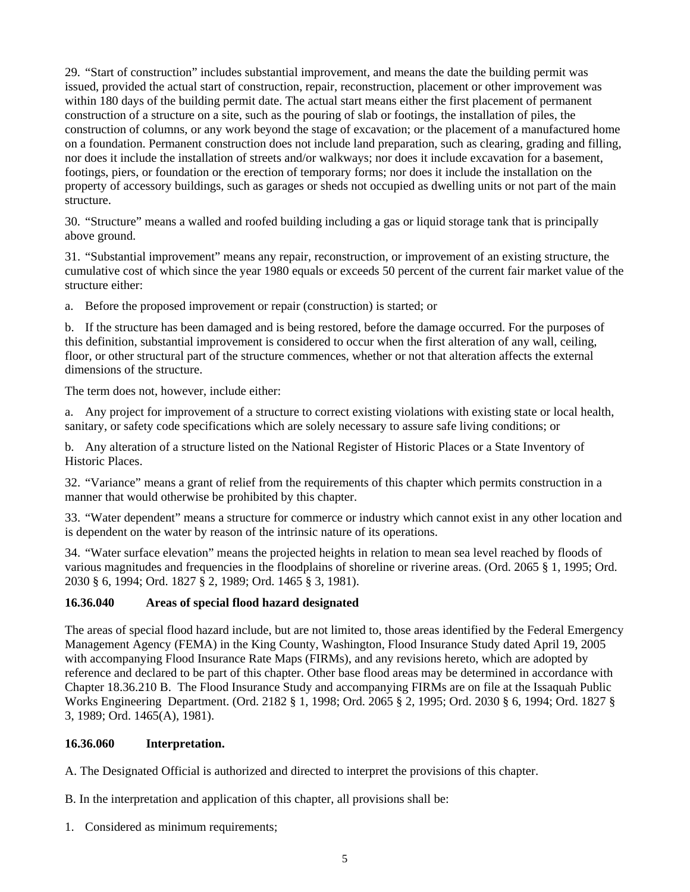29. “Start of construction” includes substantial improvement, and means the date the building permit was issued, provided the actual start of construction, repair, reconstruction, placement or other improvement was within 180 days of the building permit date. The actual start means either the first placement of permanent construction of a structure on a site, such as the pouring of slab or footings, the installation of piles, the construction of columns, or any work beyond the stage of excavation; or the placement of a manufactured home on a foundation. Permanent construction does not include land preparation, such as clearing, grading and filling, nor does it include the installation of streets and/or walkways; nor does it include excavation for a basement, footings, piers, or foundation or the erection of temporary forms; nor does it include the installation on the property of accessory buildings, such as garages or sheds not occupied as dwelling units or not part of the main structure.

30. “Structure” means a walled and roofed building including a gas or liquid storage tank that is principally above ground.

31. “Substantial improvement” means any repair, reconstruction, or improvement of an existing structure, the cumulative cost of which since the year 1980 equals or exceeds 50 percent of the current fair market value of the structure either:

a. Before the proposed improvement or repair (construction) is started; or

b. If the structure has been damaged and is being restored, before the damage occurred. For the purposes of this definition, substantial improvement is considered to occur when the first alteration of any wall, ceiling, floor, or other structural part of the structure commences, whether or not that alteration affects the external dimensions of the structure.

The term does not, however, include either:

a. Any project for improvement of a structure to correct existing violations with existing state or local health, sanitary, or safety code specifications which are solely necessary to assure safe living conditions; or

b. Any alteration of a structure listed on the National Register of Historic Places or a State Inventory of Historic Places.

32. “Variance” means a grant of relief from the requirements of this chapter which permits construction in a manner that would otherwise be prohibited by this chapter.

33. “Water dependent” means a structure for commerce or industry which cannot exist in any other location and is dependent on the water by reason of the intrinsic nature of its operations.

34. “Water surface elevation” means the projected heights in relation to mean sea level reached by floods of various magnitudes and frequencies in the floodplains of shoreline or riverine areas. (Ord. 2065 § 1, 1995; Ord. 2030 § 6, 1994; Ord. 1827 § 2, 1989; Ord. 1465 § 3, 1981).

**16.36.040 Areas of special flood hazard designated**

The areas of special flood hazard include, but are not limited to, those areas identified by the Federal Emergency Management Agency (FEMA) in the King County, Washington, Flood Insurance Study dated April 19, 2005 with accompanying Flood Insurance Rate Maps (FIRMs), and any revisions hereto, which are adopted by reference and declared to be part of this chapter. Other base flood areas may be determined in accordance with Chapter 18.36.210 B. The Flood Insurance Study and accompanying FIRMs are on file at the Issaquah Public Works Engineering Department. (Ord. 2182 § 1, 1998; Ord. 2065 § 2, 1995; Ord. 2030 § 6, 1994; Ord. 1827 § 3, 1989; Ord. 1465(A), 1981).

**16.36.060 Interpretation.**

A. The Designated Official is authorized and directed to interpret the provisions of this chapter.

B. In the interpretation and application of this chapter, all provisions shall be:

1. Considered as minimum requirements;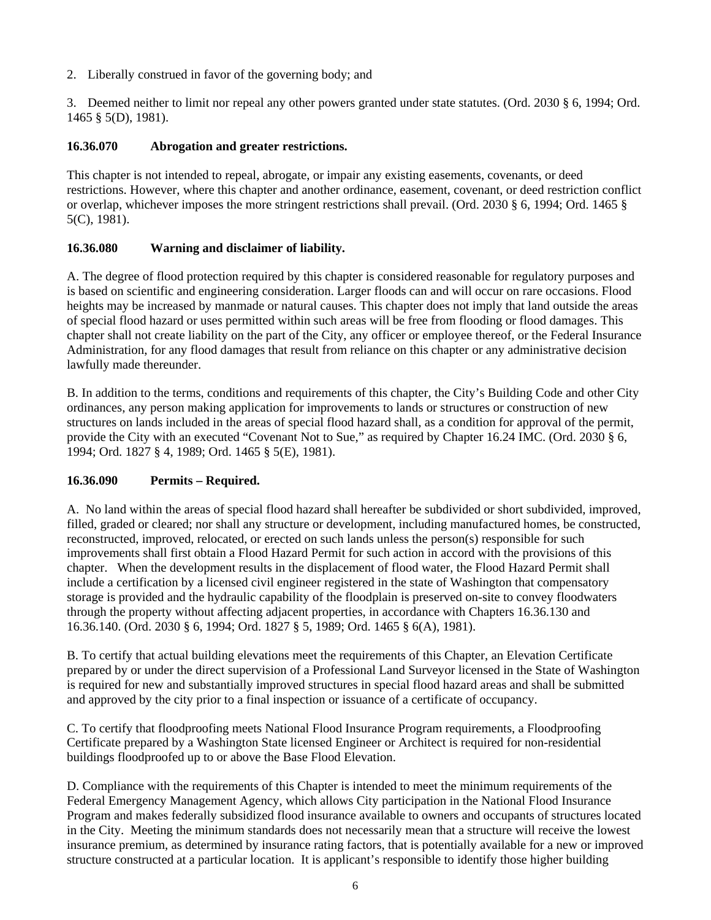2. Liberally construed in favor of the governing body; and

3. Deemed neither to limit nor repeal any other powers granted under state statutes. (Ord. 2030 § 6, 1994; Ord. 1465 § 5(D), 1981).

### 16.36.070 Abrogation and greater restrictions.

This chapter is not intended to repeal, abrogate, or impair any existing easements, covenants, or deed restrictions. However, where this chapter and another ordinance, easement, covenant, or deed restriction conflict or overlap, whichever imposes the more stringent restrictions shall prevail. (Ord. 2030 § 6, 1994; Ord. 1465 § 5(C), 1981).

### 16.36.080 Warning and disclaimer of liability.

A. The degree of flood protection required by this chapter is considered reasonable for regulatory purposes and is based on scientific and engineering consideration. Larger floods can and will occur on rare occasions. Flood heights may be increased by manmade or natural causes. This chapter does not imply that land outside the areas of special flood hazard or uses permitted within such areas will be free from flooding or flood damages. This chapter shall not create liability on the part of the City, any officer or employee thereof, or the Federal Insurance Administration, for any flood damages that result from reliance on this chapter or any administrative decision lawfully made thereunder.

B. In addition to the terms, conditions and requirements of this chapter, the City's Building Code and other City ordinances, any person making application for improvements to lands or structures or construction of new structures on lands included in the areas of special flood hazard shall, as a condition for approval of the permit, provide the City with an executed "Covenant Not to Sue," as required by Chapter 16.24 IMC. (Ord. 2030 § 6, 1994; Ord. 1827 § 4, 1989; Ord. 1465 § 5(E), 1981).

### 16.36.090 Permits – Required.

A. No land within the areas of special flood hazard shall hereafter be subdivided or short subdivided, improved, filled, graded or cleared; nor shall any structure or development, including manufactured homes, be constructed, reconstructed, improved, relocated, or erected on such lands unless the person(s) responsible for such improvements shall first obtain a Flood Hazard Permit for such action in accord with the provisions of this chapter. When the development results in the displacement of flood water, the Flood Hazard Permit shall include a certification by a licensed civil engineer registered in the state of Washington that compensatory storage is provided and the hydraulic capability of the floodplain is preserved on-site to convey floodwaters through the property without affecting adjacent properties, in accordance with Chapters 16.36.130 and 16.36.140. (Ord. 2030 § 6, 1994; Ord. 1827 § 5, 1989; Ord. 1465 § 6(A), 1981).

B. To certify that actual building elevations meet the requirements of this Chapter, an Elevation Certificate prepared by or under the direct supervision of a Professional Land Surveyor licensed in the State of Washington is required for new and substantially improved structures in special flood hazard areas and shall be submitted and approved by the city prior to a final inspection or issuance of a certificate of occupancy.

C. To certify that floodproofing meets National Flood Insurance Program requirements, a Floodproofing Certificate prepared by a Washington State licensed Engineer or Architect is required for non-residential buildings floodproofed up to or above the Base Flood Elevation.

D. Compliance with the requirements of this Chapter is intended to meet the minimum requirements of the Federal Emergency Management Agency, which allows City participation in the National Flood Insurance Program and makes federally subsidized flood insurance available to owners and occupants of structures located in the City. Meeting the minimum standards does not necessarily mean that a structure will receive the lowest insurance premium, as determined by insurance rating factors, that is potentially available for a new or improved structure constructed at a particular location. It is applicant's responsible to identify those higher building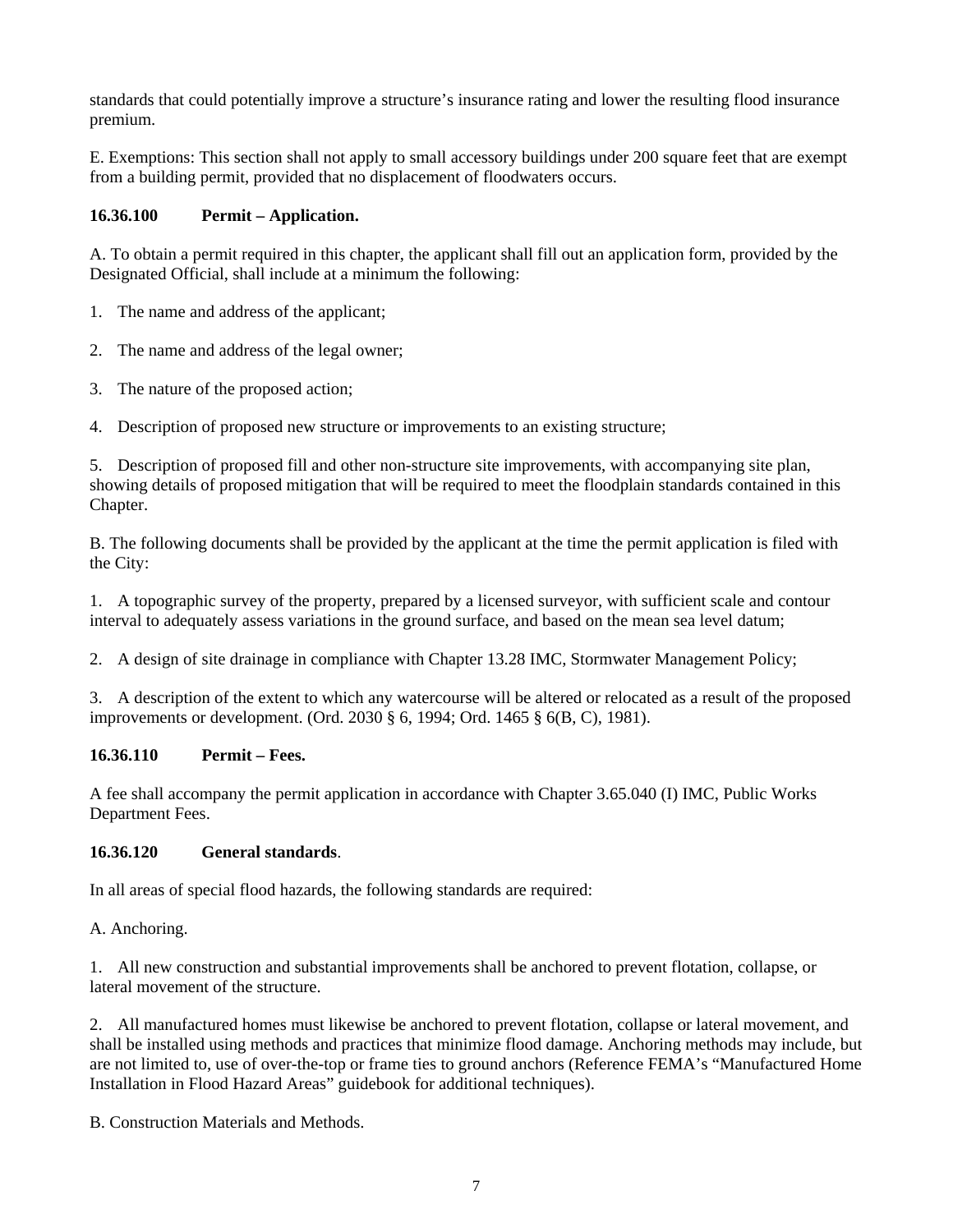standards that could potentially improve a structure's insurance rating and lower the resulting flood insurance premium.

E. Exemptions: This section shall not apply to small accessory buildings under 200 square feet that are exempt from a building permit, provided that no displacement of floodwaters occurs.

### 16.36.100 Permit – Application.

A. To obtain a permit required in this chapter, the applicant shall fill out an application form, provided by the Designated Official, shall include at a minimum the following:

1. The name and address of the applicant;

2. The name and address of the legal owner;

3. The nature of the proposed action;

4. Description of proposed new structure or improvements to an existing structure;

5. Description of proposed fill and other non-structure site improvements, with accompanying site plan, showing details of proposed mitigation that will be required to meet the floodplain standards contained in this Chapter.

B. The following documents shall be provided by the applicant at the time the permit application is filed with the City:

1. A topographic survey of the property, prepared by a licensed surveyor, with sufficient scale and contour interval to adequately assess variations in the ground surface, and based on the mean sea level datum;

2. A design of site drainage in compliance with Chapter 13.28 IMC, Stormwater Management Policy;

3. A description of the extent to which any watercourse will be altered or relocated as a result of the proposed improvements or development. (Ord. 2030 § 6, 1994; Ord. 1465 § 6(B, C), 1981).

### 16.36.110 Permit – Fees.

A fee shall accompany the permit application in accordance with Chapter 3.65.040 (I) IMC, Public Works Department Fees.

### 16.36.120 General standards.

In all areas of special flood hazards, the following standards are required:

A. Anchoring.

1. All new construction and substantial improvements shall be anchored to prevent flotation, collapse, or lateral movement of the structure.

2. All manufactured homes must likewise be anchored to prevent flotation, collapse or lateral movement, and shall be installed using methods and practices that minimize flood damage. Anchoring methods may include, but are not limited to, use of over-the-top or frame ties to ground anchors (Reference FEMA's "Manufactured Home Installation in Flood Hazard Areas" guidebook for additional techniques).

B. Construction Materials and Methods.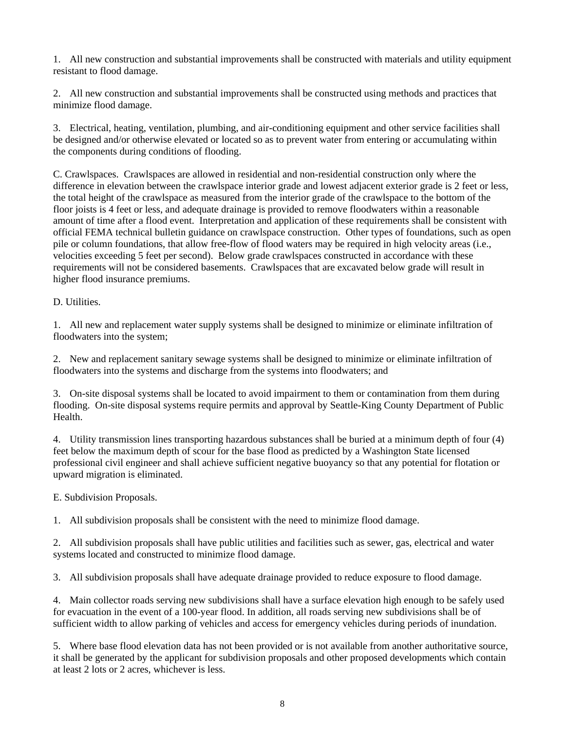1. All new construction and substantial improvements shall be constructed with materials and utility equipment resistant to flood damage.

2. All new construction and substantial improvements shall be constructed using methods and practices that minimize flood damage.

3. Electrical, heating, ventilation, plumbing, and air-conditioning equipment and other service facilities shall be designed and/or otherwise elevated or located so as to prevent water from entering or accumulating within the components during conditions of flooding.

C. Crawlspaces. Crawlspaces are allowed in residential and non-residential construction only where the difference in elevation between the crawlspace interior grade and lowest adjacent exterior grade is 2 feet or less, the total height of the crawlspace as measured from the interior grade of the crawlspace to the bottom of the floor joists is 4 feet or less, and adequate drainage is provided to remove floodwaters within a reasonable amount of time after a flood event. Interpretation and application of these requirements shall be consistent with official FEMA technical bulletin guidance on crawlspace construction. Other types of foundations, such as open pile or column foundations, that allow free-flow of flood waters may be required in high velocity areas (i.e., velocities exceeding 5 feet per second). Below grade crawlspaces constructed in accordance with these requirements will not be considered basements. Crawlspaces that are excavated below grade will result in higher flood insurance premiums.

D. Utilities.

1. All new and replacement water supply systems shall be designed to minimize or eliminate infiltration of floodwaters into the system;

2. New and replacement sanitary sewage systems shall be designed to minimize or eliminate infiltration of floodwaters into the systems and discharge from the systems into floodwaters; and

3. On-site disposal systems shall be located to avoid impairment to them or contamination from them during flooding. On-site disposal systems require permits and approval by Seattle-King County Department of Public Health.

4. Utility transmission lines transporting hazardous substances shall be buried at a minimum depth of four (4) feet below the maximum depth of scour for the base flood as predicted by a Washington State licensed professional civil engineer and shall achieve sufficient negative buoyancy so that any potential for flotation or upward migration is eliminated.

E. Subdivision Proposals.

1. All subdivision proposals shall be consistent with the need to minimize flood damage.

2. All subdivision proposals shall have public utilities and facilities such as sewer, gas, electrical and water systems located and constructed to minimize flood damage.

3. All subdivision proposals shall have adequate drainage provided to reduce exposure to flood damage.

4. Main collector roads serving new subdivisions shall have a surface elevation high enough to be safely used for evacuation in the event of a 100-year flood. In addition, all roads serving new subdivisions shall be of sufficient width to allow parking of vehicles and access for emergency vehicles during periods of inundation.

5. Where base flood elevation data has not been provided or is not available from another authoritative source, it shall be generated by the applicant for subdivision proposals and other proposed developments which contain at least 2 lots or 2 acres, whichever is less.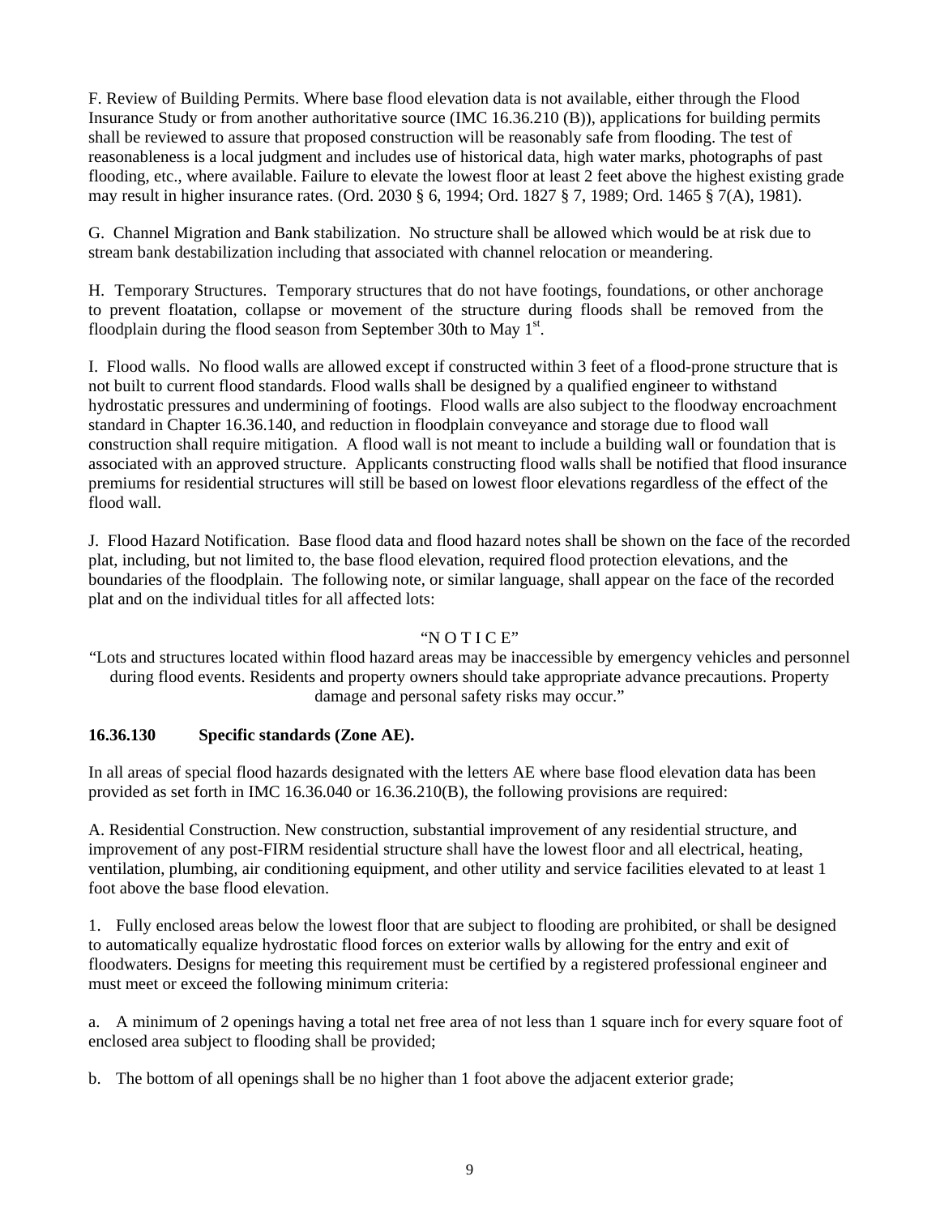F. Review of Building Permits. Where base flood elevation data is not available, either through the Flood Insurance Study or from another authoritative source (IMC 16.36.210 (B)), applications for building permits shall be reviewed to assure that proposed construction will be reasonably safe from flooding. The test of reasonableness is a local judgment and includes use of historical data, high water marks, photographs of past flooding, etc., where available. Failure to elevate the lowest floor at least 2 feet above the highest existing grade may result in higher insurance rates. (Ord. 2030 § 6, 1994; Ord. 1827 § 7, 1989; Ord. 1465 § 7(A), 1981).

G. Channel Migration and Bank stabilization. No structure shall be allowed which would be at risk due to stream bank destabilization including that associated with channel relocation or meandering.

H. Temporary Structures. Temporary structures that do not have footings, foundations, or other anchorage to prevent floatation, collapse or movement of the structure during floods shall be removed from the floodplain during the flood season from September 30th to May 1st.

I. Flood walls. No flood walls are allowed except if constructed within 3 feet of a flood-prone structure that is not built to current flood standards. Flood walls shall be designed by a qualified engineer to withstand hydrostatic pressures and undermining of footings. Flood walls are also subject to the floodway encroachment standard in Chapter 16.36.140, and reduction in floodplain conveyance and storage due to flood wall construction shall require mitigation. A flood wall is not meant to include a building wall or foundation that is associated with an approved structure. Applicants constructing flood walls shall be notified that flood insurance premiums for residential structures will still be based on lowest floor elevations regardless of the effect of the flood wall.

J. Flood Hazard Notification. Base flood data and flood hazard notes shall be shown on the face of the recorded plat, including, but not limited to, the base flood elevation, required flood protection elevations, and the boundaries of the floodplain. The following note, or similar language, shall appear on the face of the recorded plat and on the individual titles for all affected lots:

"N O T I C E"

"Lots and structures located within flood hazard areas may be inaccessible by emergency vehicles and personnel during flood events. Residents and property owners should take appropriate advance precautions. Property damage and personal safety risks may occur."

### 16.36.130 Specific standards (Zone AE).

In all areas of special flood hazards designated with the letters AE where base flood elevation data has been provided as set forth in IMC 16.36.040 or 16.36.210(B), the following provisions are required:

A. Residential Construction. New construction, substantial improvement of any residential structure, and improvement of any post-FIRM residential structure shall have the lowest floor and all electrical, heating, ventilation, plumbing, air conditioning equipment, and other utility and service facilities elevated to at least 1 foot above the base flood elevation.

1. Fully enclosed areas below the lowest floor that are subject to flooding are prohibited, or shall be designed to automatically equalize hydrostatic flood forces on exterior walls by allowing for the entry and exit of floodwaters. Designs for meeting this requirement must be certified by a registered professional engineer and must meet or exceed the following minimum criteria:

a. A minimum of 2 openings having a total net free area of not less than 1 square inch for every square foot of enclosed area subject to flooding shall be provided;

b. The bottom of all openings shall be no higher than 1 foot above the adjacent exterior grade;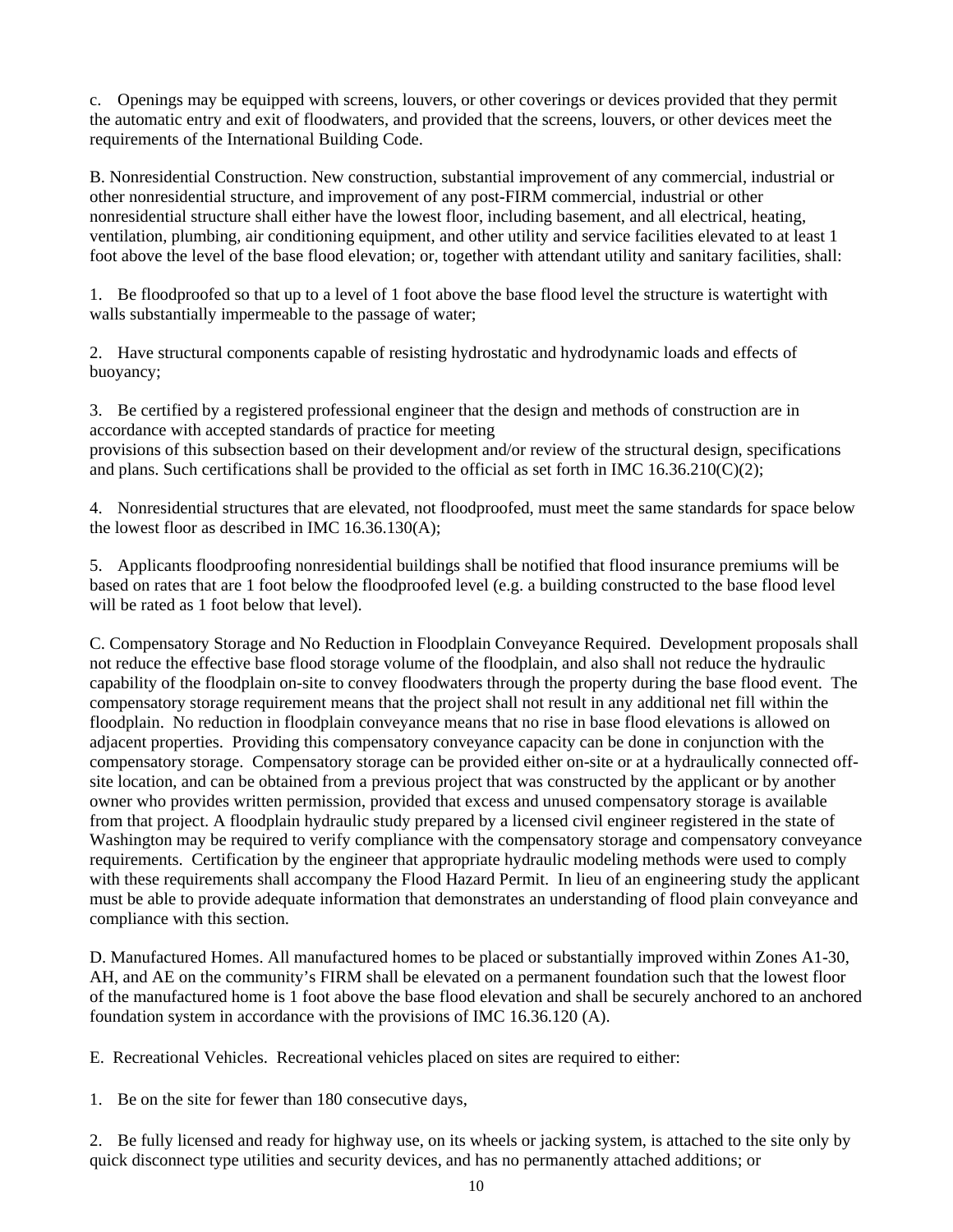c. Openings may be equipped with screens, louvers, or other coverings or devices provided that they permit the automatic entry and exit of floodwaters, and provided that the screens, louvers, or other devices meet the requirements of the International Building Code.

B. Nonresidential Construction. New construction, substantial improvement of any commercial, industrial or other nonresidential structure, and improvement of any post-FIRM commercial, industrial or other nonresidential structure shall either have the lowest floor, including basement, and all electrical, heating, ventilation, plumbing, air conditioning equipment, and other utility and service facilities elevated to at least 1 foot above the level of the base flood elevation; or, together with attendant utility and sanitary facilities, shall:

1. Be floodproofed so that up to a level of 1 foot above the base flood level the structure is watertight with walls substantially impermeable to the passage of water;

2. Have structural components capable of resisting hydrostatic and hydrodynamic loads and effects of buoyancy;

3. Be certified by a registered professional engineer that the design and methods of construction are in accordance with accepted standards of practice for meeting provisions of this subsection based on their development and/or review of the structural design, specifications and plans. Such certifications shall be provided to the official as set forth in IMC 16.36.210(C)(2);

4. Nonresidential structures that are elevated, not floodproofed, must meet the same standards for space below the lowest floor as described in IMC 16.36.130(A);

5. Applicants floodproofing nonresidential buildings shall be notified that flood insurance premiums will be based on rates that are 1 foot below the floodproofed level (e.g. a building constructed to the base flood level will be rated as 1 foot below that level).

C. Compensatory Storage and No Reduction in Floodplain Conveyance Required. Development proposals shall not reduce the effective base flood storage volume of the floodplain, and also shall not reduce the hydraulic capability of the floodplain on-site to convey floodwaters through the property during the base flood event. The compensatory storage requirement means that the project shall not result in any additional net fill within the floodplain. No reduction in floodplain conveyance means that no rise in base flood elevations is allowed on adjacent properties. Providing this compensatory conveyance capacity can be done in conjunction with the compensatory storage. Compensatory storage can be provided either on-site or at a hydraulically connected off-site location, and can be obtained from a previous project that was constructed by the applicant or by another owner who provides written permission, provided that excess and unused compensatory storage is available from that project. A floodplain hydraulic study prepared by a licensed civil engineer registered in the state of Washington may be required to verify compliance with the compensatory storage and compensatory conveyance requirements. Certification by the engineer that appropriate hydraulic modeling methods were used to comply with these requirements shall accompany the Flood Hazard Permit. In lieu of an engineering study the applicant must be able to provide adequate information that demonstrates an understanding of flood plain conveyance and compliance with this section.

D. Manufactured Homes. All manufactured homes to be placed or substantially improved within Zones A1-30, AH, and AE on the community's FIRM shall be elevated on a permanent foundation such that the lowest floor of the manufactured home is 1 foot above the base flood elevation and shall be securely anchored to an anchored foundation system in accordance with the provisions of IMC 16.36.120 (A).

E. Recreational Vehicles. Recreational vehicles placed on sites are required to either:

1. Be on the site for fewer than 180 consecutive days,

2. Be fully licensed and ready for highway use, on its wheels or jacking system, is attached to the site only by quick disconnect type utilities and security devices, and has no permanently attached additions; or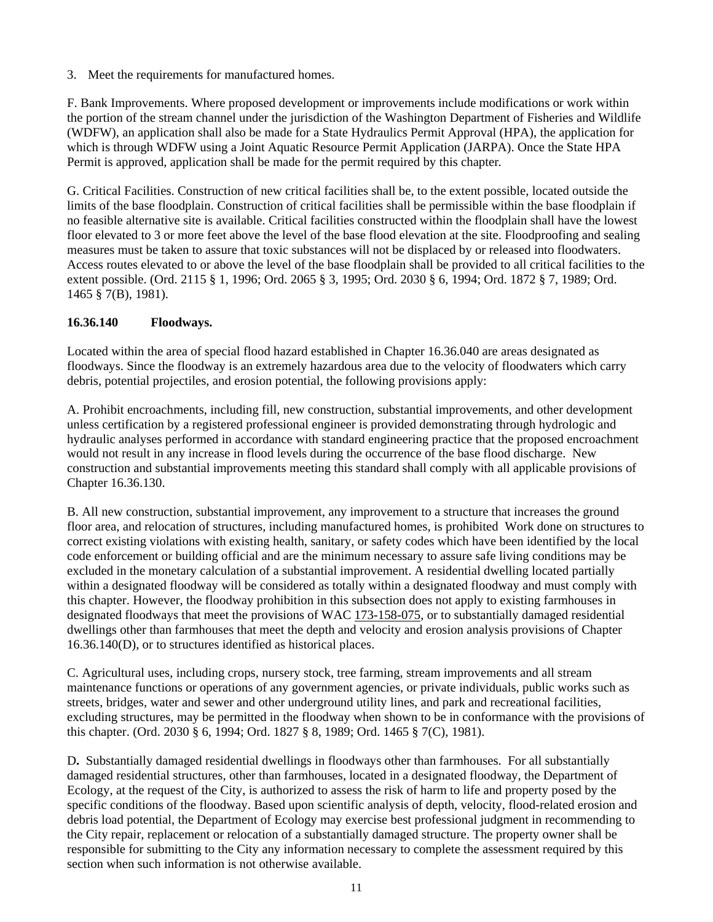3. Meet the requirements for manufactured homes.

F. Bank Improvements. Where proposed development or improvements include modifications or work within the portion of the stream channel under the jurisdiction of the Washington Department of Fisheries and Wildlife (WDFW), an application shall also be made for a State Hydraulics Permit Approval (HPA), the application for which is through WDFW using a Joint Aquatic Resource Permit Application (JARPA). Once the State HPA Permit is approved, application shall be made for the permit required by this chapter.

G. Critical Facilities. Construction of new critical facilities shall be, to the extent possible, located outside the limits of the base floodplain. Construction of critical facilities shall be permissible within the base floodplain if no feasible alternative site is available. Critical facilities constructed within the floodplain shall have the lowest floor elevated to 3 or more feet above the level of the base flood elevation at the site. Floodproofing and sealing measures must be taken to assure that toxic substances will not be displaced by or released into floodwaters. Access routes elevated to or above the level of the base floodplain shall be provided to all critical facilities to the extent possible. (Ord. 2115 § 1, 1996; Ord. 2065 § 3, 1995; Ord. 2030 § 6, 1994; Ord. 1872 § 7, 1989; Ord. 1465 § 7(B), 1981).

**16.36.140 Floodways.**

Located within the area of special flood hazard established in Chapter 16.36.040 are areas designated as floodways. Since the floodway is an extremely hazardous area due to the velocity of floodwaters which carry debris, potential projectiles, and erosion potential, the following provisions apply:

A. Prohibit encroachments, including fill, new construction, substantial improvements, and other development unless certification by a registered professional engineer is provided demonstrating through hydrologic and hydraulic analyses performed in accordance with standard engineering practice that the proposed encroachment would not result in any increase in flood levels during the occurrence of the base flood discharge. New construction and substantial improvements meeting this standard shall comply with all applicable provisions of Chapter 16.36.130.

B. All new construction, substantial improvement, any improvement to a structure that increases the ground floor area, and relocation of structures, including manufactured homes, is prohibited Work done on structures to correct existing violations with existing health, sanitary, or safety codes which have been identified by the local code enforcement or building official and are the minimum necessary to assure safe living conditions may be excluded in the monetary calculation of a substantial improvement. A residential dwelling located partially within a designated floodway will be considered as totally within a designated floodway and must comply with this chapter. However, the floodway prohibition in this subsection does not apply to existing farmhouses in designated floodways that meet the provisions of WAC 173-158-075, or to substantially damaged residential dwellings other than farmhouses that meet the depth and velocity and erosion analysis provisions of Chapter 16.36.140(D), or to structures identified as historical places.

C. Agricultural uses, including crops, nursery stock, tree farming, stream improvements and all stream maintenance functions or operations of any government agencies, or private individuals, public works such as streets, bridges, water and sewer and other underground utility lines, and park and recreational facilities, excluding structures, may be permitted in the floodway when shown to be in conformance with the provisions of this chapter. (Ord. 2030 § 6, 1994; Ord. 1827 § 8, 1989; Ord. 1465 § 7(C), 1981).

D**.** Substantially damaged residential dwellings in floodways other than farmhouses. For all substantially damaged residential structures, other than farmhouses, located in a designated floodway, the Department of Ecology, at the request of the City, is authorized to assess the risk of harm to life and property posed by the specific conditions of the floodway. Based upon scientific analysis of depth, velocity, flood-related erosion and debris load potential, the Department of Ecology may exercise best professional judgment in recommending to the City repair, replacement or relocation of a substantially damaged structure. The property owner shall be responsible for submitting to the City any information necessary to complete the assessment required by this section when such information is not otherwise available.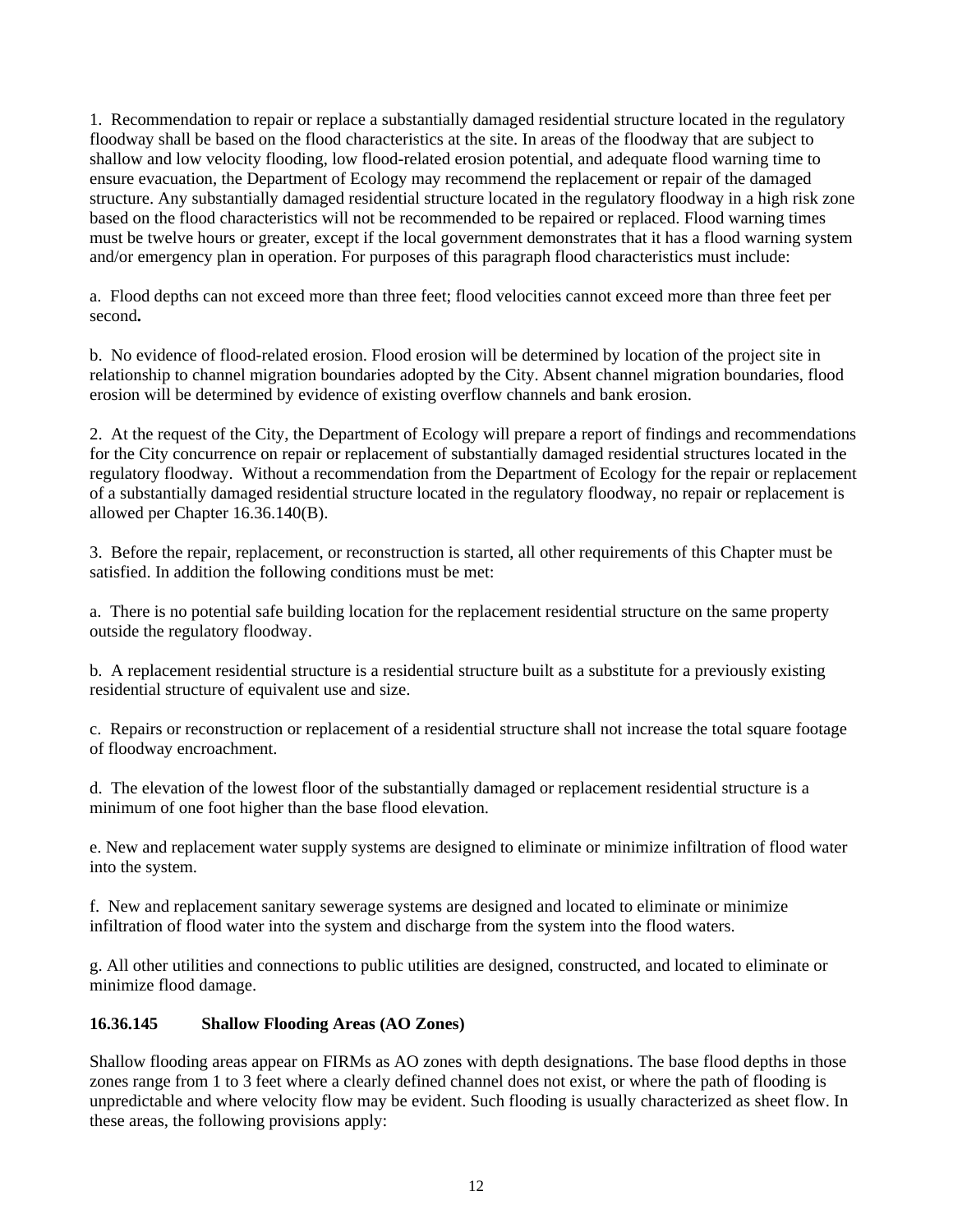1. Recommendation to repair or replace a substantially damaged residential structure located in the regulatory floodway shall be based on the flood characteristics at the site. In areas of the floodway that are subject to shallow and low velocity flooding, low flood-related erosion potential, and adequate flood warning time to ensure evacuation, the Department of Ecology may recommend the replacement or repair of the damaged structure. Any substantially damaged residential structure located in the regulatory floodway in a high risk zone based on the flood characteristics will not be recommended to be repaired or replaced. Flood warning times must be twelve hours or greater, except if the local government demonstrates that it has a flood warning system and/or emergency plan in operation. For purposes of this paragraph flood characteristics must include:

a. Flood depths can not exceed more than three feet; flood velocities cannot exceed more than three feet per second**.**

b. No evidence of flood-related erosion. Flood erosion will be determined by location of the project site in relationship to channel migration boundaries adopted by the City. Absent channel migration boundaries, flood erosion will be determined by evidence of existing overflow channels and bank erosion.

2. At the request of the City, the Department of Ecology will prepare a report of findings and recommendations for the City concurrence on repair or replacement of substantially damaged residential structures located in the regulatory floodway. Without a recommendation from the Department of Ecology for the repair or replacement of a substantially damaged residential structure located in the regulatory floodway, no repair or replacement is allowed per Chapter 16.36.140(B).

3. Before the repair, replacement, or reconstruction is started, all other requirements of this Chapter must be satisfied. In addition the following conditions must be met:

a. There is no potential safe building location for the replacement residential structure on the same property outside the regulatory floodway.

b. A replacement residential structure is a residential structure built as a substitute for a previously existing residential structure of equivalent use and size.

c. Repairs or reconstruction or replacement of a residential structure shall not increase the total square footage of floodway encroachment.

d. The elevation of the lowest floor of the substantially damaged or replacement residential structure is a minimum of one foot higher than the base flood elevation.

e. New and replacement water supply systems are designed to eliminate or minimize infiltration of flood water into the system.

f. New and replacement sanitary sewerage systems are designed and located to eliminate or minimize infiltration of flood water into the system and discharge from the system into the flood waters.

g. All other utilities and connections to public utilities are designed, constructed, and located to eliminate or minimize flood damage.

### 16.36.145 Shallow Flooding Areas (AO Zones)

Shallow flooding areas appear on FIRMs as AO zones with depth designations. The base flood depths in those zones range from 1 to 3 feet where a clearly defined channel does not exist, or where the path of flooding is unpredictable and where velocity flow may be evident. Such flooding is usually characterized as sheet flow. In these areas, the following provisions apply: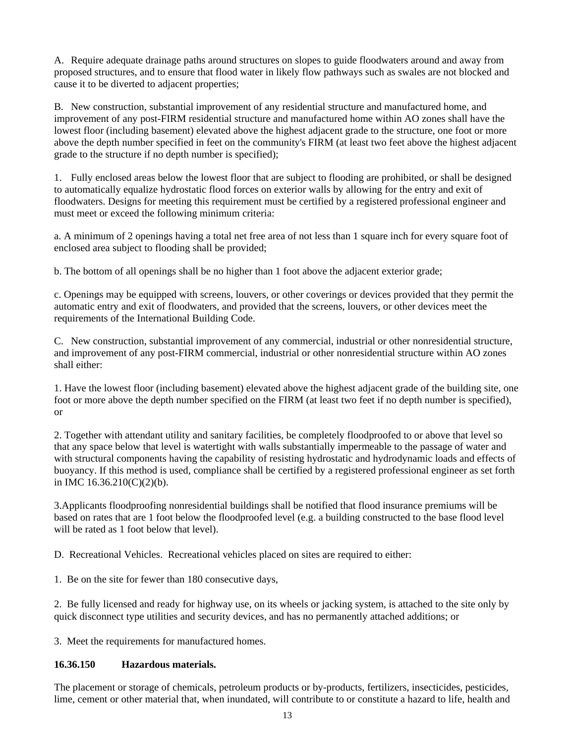A. Require adequate drainage paths around structures on slopes to guide floodwaters around and away from proposed structures, and to ensure that flood water in likely flow pathways such as swales are not blocked and cause it to be diverted to adjacent properties;

B. New construction, substantial improvement of any residential structure and manufactured home, and improvement of any post-FIRM residential structure and manufactured home within AO zones shall have the lowest floor (including basement) elevated above the highest adjacent grade to the structure, one foot or more above the depth number specified in feet on the community's FIRM (at least two feet above the highest adjacent grade to the structure if no depth number is specified);

1. Fully enclosed areas below the lowest floor that are subject to flooding are prohibited, or shall be designed to automatically equalize hydrostatic flood forces on exterior walls by allowing for the entry and exit of floodwaters. Designs for meeting this requirement must be certified by a registered professional engineer and must meet or exceed the following minimum criteria:

a. A minimum of 2 openings having a total net free area of not less than 1 square inch for every square foot of enclosed area subject to flooding shall be provided;

b. The bottom of all openings shall be no higher than 1 foot above the adjacent exterior grade;

c. Openings may be equipped with screens, louvers, or other coverings or devices provided that they permit the automatic entry and exit of floodwaters, and provided that the screens, louvers, or other devices meet the requirements of the International Building Code.

C. New construction, substantial improvement of any commercial, industrial or other nonresidential structure, and improvement of any post-FIRM commercial, industrial or other nonresidential structure within AO zones shall either:

1. Have the lowest floor (including basement) elevated above the highest adjacent grade of the building site, one foot or more above the depth number specified on the FIRM (at least two feet if no depth number is specified), or

2. Together with attendant utility and sanitary facilities, be completely floodproofed to or above that level so that any space below that level is watertight with walls substantially impermeable to the passage of water and with structural components having the capability of resisting hydrostatic and hydrodynamic loads and effects of buoyancy. If this method is used, compliance shall be certified by a registered professional engineer as set forth in IMC 16.36.210(C)(2)(b).

3.Applicants floodproofing nonresidential buildings shall be notified that flood insurance premiums will be based on rates that are 1 foot below the floodproofed level (e.g. a building constructed to the base flood level will be rated as 1 foot below that level).

D. Recreational Vehicles. Recreational vehicles placed on sites are required to either:

1. Be on the site for fewer than 180 consecutive days,

2. Be fully licensed and ready for highway use, on its wheels or jacking system, is attached to the site only by quick disconnect type utilities and security devices, and has no permanently attached additions; or

3. Meet the requirements for manufactured homes.

**16.36.150 Hazardous materials.**

The placement or storage of chemicals, petroleum products or by-products, fertilizers, insecticides, pesticides, lime, cement or other material that, when inundated, will contribute to or constitute a hazard to life, health and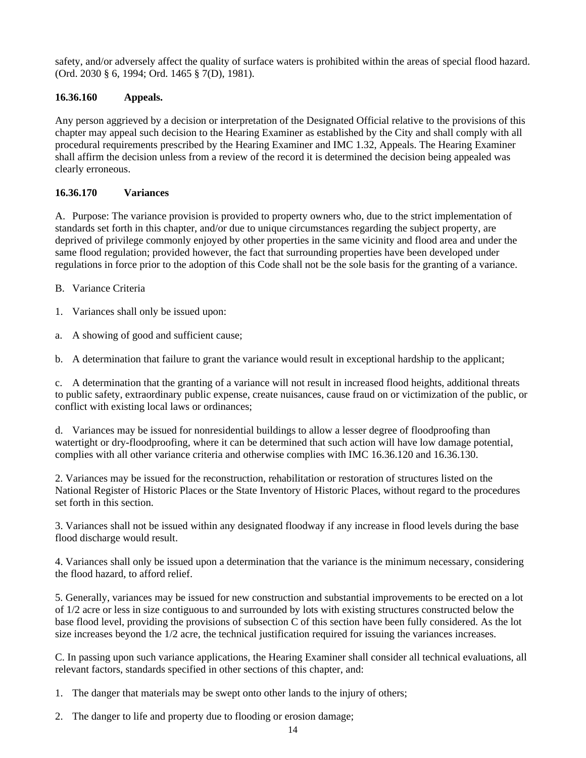safety, and/or adversely affect the quality of surface waters is prohibited within the areas of special flood hazard. (Ord. 2030 § 6, 1994; Ord. 1465 § 7(D), 1981).

**16.36.160 Appeals.**

Any person aggrieved by a decision or interpretation of the Designated Official relative to the provisions of this chapter may appeal such decision to the Hearing Examiner as established by the City and shall comply with all procedural requirements prescribed by the Hearing Examiner and IMC 1.32, Appeals. The Hearing Examiner shall affirm the decision unless from a review of the record it is determined the decision being appealed was clearly erroneous.

**16.36.170 Variances**

A. Purpose: The variance provision is provided to property owners who, due to the strict implementation of standards set forth in this chapter, and/or due to unique circumstances regarding the subject property, are deprived of privilege commonly enjoyed by other properties in the same vicinity and flood area and under the same flood regulation; provided however, the fact that surrounding properties have been developed under regulations in force prior to the adoption of this Code shall not be the sole basis for the granting of a variance.

B. Variance Criteria

1. Variances shall only be issued upon:

a. A showing of good and sufficient cause;

b. A determination that failure to grant the variance would result in exceptional hardship to the applicant;

c. A determination that the granting of a variance will not result in increased flood heights, additional threats to public safety, extraordinary public expense, create nuisances, cause fraud on or victimization of the public, or conflict with existing local laws or ordinances;

d. Variances may be issued for nonresidential buildings to allow a lesser degree of floodproofing than watertight or dry-floodproofing, where it can be determined that such action will have low damage potential, complies with all other variance criteria and otherwise complies with IMC 16.36.120 and 16.36.130.

2. Variances may be issued for the reconstruction, rehabilitation or restoration of structures listed on the National Register of Historic Places or the State Inventory of Historic Places, without regard to the procedures set forth in this section.

3. Variances shall not be issued within any designated floodway if any increase in flood levels during the base flood discharge would result.

4. Variances shall only be issued upon a determination that the variance is the minimum necessary, considering the flood hazard, to afford relief.

5. Generally, variances may be issued for new construction and substantial improvements to be erected on a lot of 1/2 acre or less in size contiguous to and surrounded by lots with existing structures constructed below the base flood level, providing the provisions of subsection C of this section have been fully considered. As the lot size increases beyond the 1/2 acre, the technical justification required for issuing the variances increases.

C. In passing upon such variance applications, the Hearing Examiner shall consider all technical evaluations, all relevant factors, standards specified in other sections of this chapter, and:

1. The danger that materials may be swept onto other lands to the injury of others;

2. The danger to life and property due to flooding or erosion damage;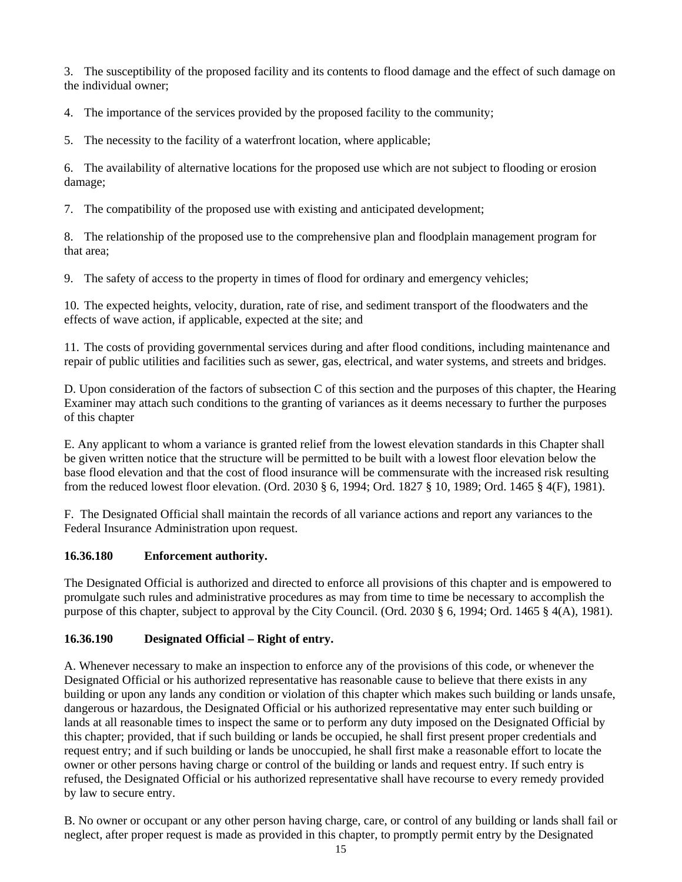3. The susceptibility of the proposed facility and its contents to flood damage and the effect of such damage on the individual owner;

4. The importance of the services provided by the proposed facility to the community;

5. The necessity to the facility of a waterfront location, where applicable;

6. The availability of alternative locations for the proposed use which are not subject to flooding or erosion damage;

7. The compatibility of the proposed use with existing and anticipated development;

8. The relationship of the proposed use to the comprehensive plan and floodplain management program for that area;

9. The safety of access to the property in times of flood for ordinary and emergency vehicles;

10. The expected heights, velocity, duration, rate of rise, and sediment transport of the floodwaters and the effects of wave action, if applicable, expected at the site; and

11. The costs of providing governmental services during and after flood conditions, including maintenance and repair of public utilities and facilities such as sewer, gas, electrical, and water systems, and streets and bridges.

D. Upon consideration of the factors of subsection C of this section and the purposes of this chapter, the Hearing Examiner may attach such conditions to the granting of variances as it deems necessary to further the purposes of this chapter

E. Any applicant to whom a variance is granted relief from the lowest elevation standards in this Chapter shall be given written notice that the structure will be permitted to be built with a lowest floor elevation below the base flood elevation and that the cost of flood insurance will be commensurate with the increased risk resulting from the reduced lowest floor elevation. (Ord. 2030 § 6, 1994; Ord. 1827 § 10, 1989; Ord. 1465 § 4(F), 1981).

F. The Designated Official shall maintain the records of all variance actions and report any variances to the Federal Insurance Administration upon request.

**16.36.180 Enforcement authority.**

The Designated Official is authorized and directed to enforce all provisions of this chapter and is empowered to promulgate such rules and administrative procedures as may from time to time be necessary to accomplish the purpose of this chapter, subject to approval by the City Council. (Ord. 2030 § 6, 1994; Ord. 1465 § 4(A), 1981).

**16.36.190 Designated Official – Right of entry.**

A. Whenever necessary to make an inspection to enforce any of the provisions of this code, or whenever the Designated Official or his authorized representative has reasonable cause to believe that there exists in any building or upon any lands any condition or violation of this chapter which makes such building or lands unsafe, dangerous or hazardous, the Designated Official or his authorized representative may enter such building or lands at all reasonable times to inspect the same or to perform any duty imposed on the Designated Official by this chapter; provided, that if such building or lands be occupied, he shall first present proper credentials and request entry; and if such building or lands be unoccupied, he shall first make a reasonable effort to locate the owner or other persons having charge or control of the building or lands and request entry. If such entry is refused, the Designated Official or his authorized representative shall have recourse to every remedy provided by law to secure entry.

B. No owner or occupant or any other person having charge, care, or control of any building or lands shall fail or neglect, after proper request is made as provided in this chapter, to promptly permit entry by the Designated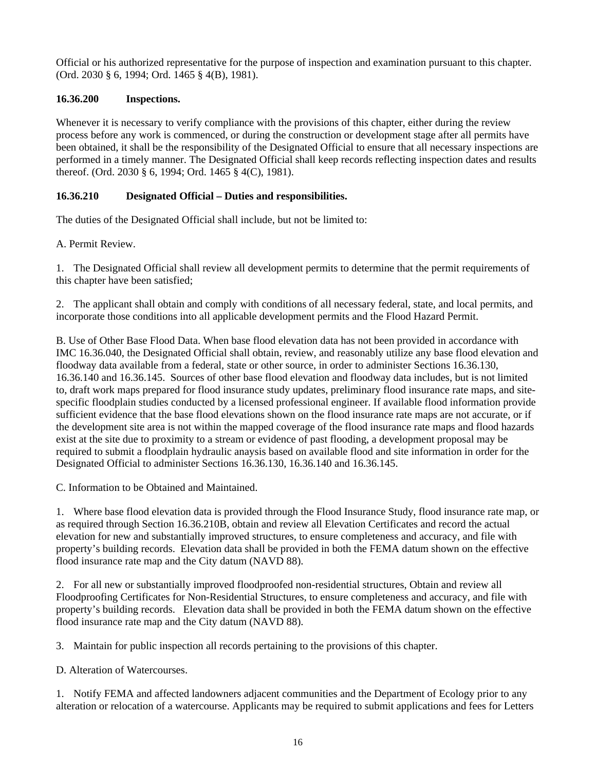Official or his authorized representative for the purpose of inspection and examination pursuant to this chapter. (Ord. 2030 § 6, 1994; Ord. 1465 § 4(B), 1981).

**16.36.200 Inspections.**

Whenever it is necessary to verify compliance with the provisions of this chapter, either during the review process before any work is commenced, or during the construction or development stage after all permits have been obtained, it shall be the responsibility of the Designated Official to ensure that all necessary inspections are performed in a timely manner. The Designated Official shall keep records reflecting inspection dates and results thereof. (Ord. 2030 § 6, 1994; Ord. 1465 § 4(C), 1981).

**16.36.210 Designated Official – Duties and responsibilities.**

The duties of the Designated Official shall include, but not be limited to:

A. Permit Review.

1. The Designated Official shall review all development permits to determine that the permit requirements of this chapter have been satisfied;

2. The applicant shall obtain and comply with conditions of all necessary federal, state, and local permits, and incorporate those conditions into all applicable development permits and the Flood Hazard Permit.

B. Use of Other Base Flood Data. When base flood elevation data has not been provided in accordance with IMC 16.36.040, the Designated Official shall obtain, review, and reasonably utilize any base flood elevation and floodway data available from a federal, state or other source, in order to administer Sections 16.36.130, 16.36.140 and 16.36.145. Sources of other base flood elevation and floodway data includes, but is not limited to, draft work maps prepared for flood insurance study updates, preliminary flood insurance rate maps, and site-specific floodplain studies conducted by a licensed professional engineer. If available flood information provide sufficient evidence that the base flood elevations shown on the flood insurance rate maps are not accurate, or if the development site area is not within the mapped coverage of the flood insurance rate maps and flood hazards exist at the site due to proximity to a stream or evidence of past flooding, a development proposal may be required to submit a floodplain hydraulic anaysis based on available flood and site information in order for the Designated Official to administer Sections 16.36.130, 16.36.140 and 16.36.145.

C. Information to be Obtained and Maintained.

1. Where base flood elevation data is provided through the Flood Insurance Study, flood insurance rate map, or as required through Section 16.36.210B, obtain and review all Elevation Certificates and record the actual elevation for new and substantially improved structures, to ensure completeness and accuracy, and file with property's building records. Elevation data shall be provided in both the FEMA datum shown on the effective flood insurance rate map and the City datum (NAVD 88).

2. For all new or substantially improved floodproofed non-residential structures, Obtain and review all Floodproofing Certificates for Non-Residential Structures, to ensure completeness and accuracy, and file with property's building records. Elevation data shall be provided in both the FEMA datum shown on the effective flood insurance rate map and the City datum (NAVD 88).

3. Maintain for public inspection all records pertaining to the provisions of this chapter.

D. Alteration of Watercourses.

1. Notify FEMA and affected landowners adjacent communities and the Department of Ecology prior to any alteration or relocation of a watercourse. Applicants may be required to submit applications and fees for Letters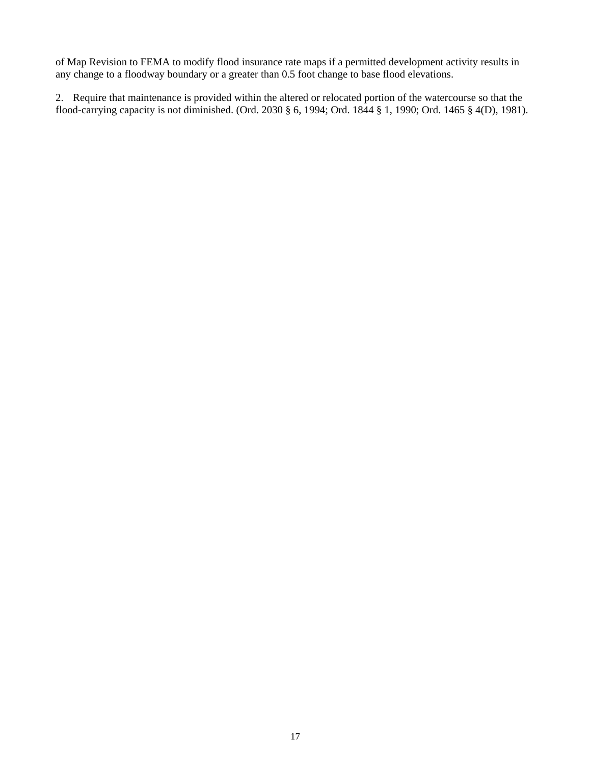of Map Revision to FEMA to modify flood insurance rate maps if a permitted development activity results in any change to a floodway boundary or a greater than 0.5 foot change to base flood elevations.

2. Require that maintenance is provided within the altered or relocated portion of the watercourse so that the flood-carrying capacity is not diminished. (Ord. 2030 § 6, 1994; Ord. 1844 § 1, 1990; Ord. 1465 § 4(D), 1981).